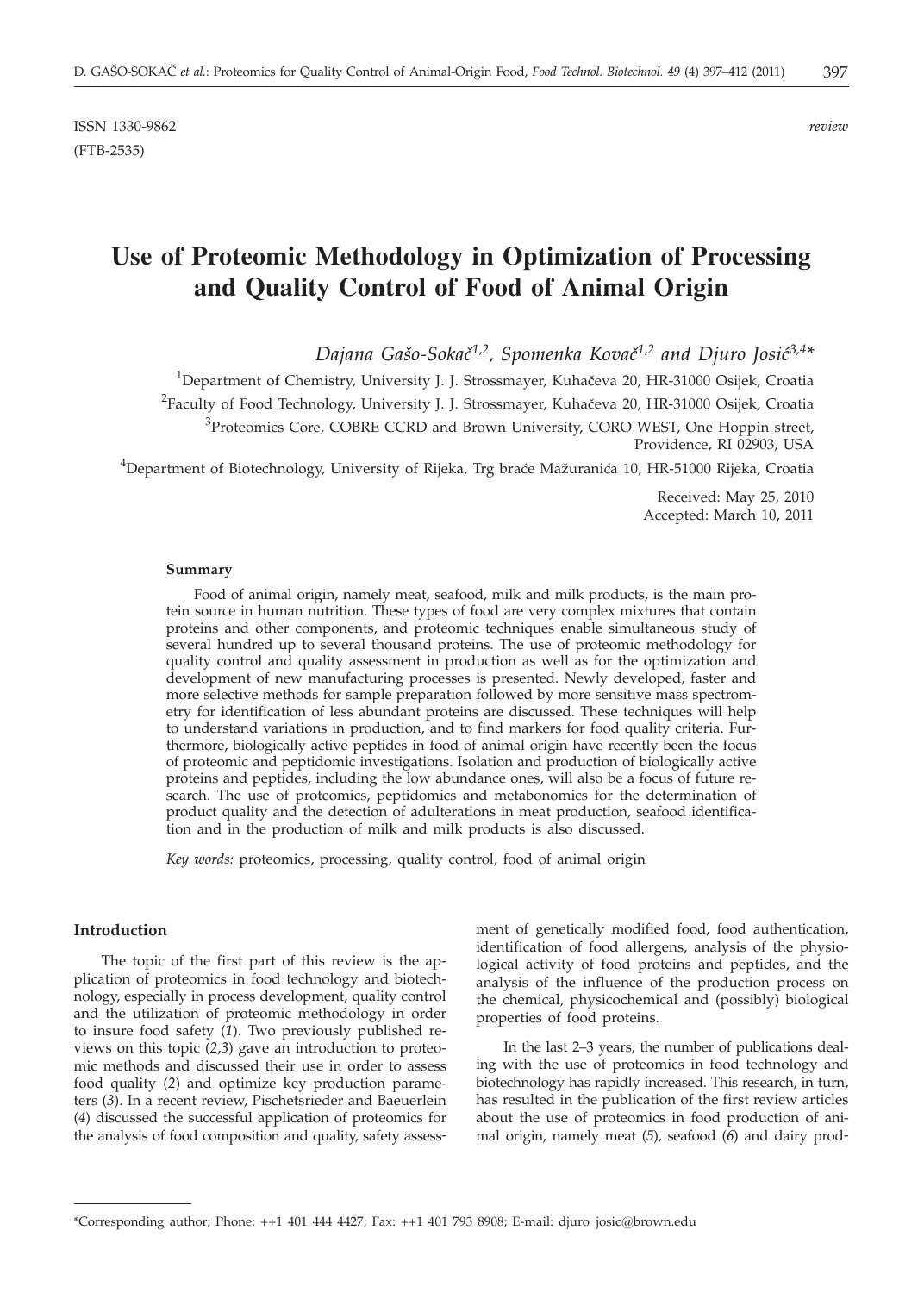ISSN 1330-9862 *review*
(FTB-2535)

# Use of Proteomic Methodology in Optimization of Processing and Quality Control of Food of Animal Origin

*Dajana Gašo-Sokač[1,2], Spomenka Kovač[1,2] and Djuro Josić[3,4]**

[1]Department of Chemistry, University J. J. Strossmayer, Kuhačeva 20, HR-31000 Osijek, Croatia

[2]Faculty of Food Technology, University J. J. Strossmayer, Kuhačeva 20, HR-31000 Osijek, Croatia

[3]Proteomics Core, COBRE CCRD and Brown University, CORO WEST, One Hoppin street, Providence, RI 02903, USA

[4]Department of Biotechnology, University of Rijeka, Trg braće Mažuranića 10, HR-51000 Rijeka, Croatia

Received: May 25, 2010
Accepted: March 10, 2011

#### Summary

Food of animal origin, namely meat, seafood, milk and milk products, is the main protein source in human nutrition. These types of food are very complex mixtures that contain proteins and other components, and proteomic techniques enable simultaneous study of several hundred up to several thousand proteins. The use of proteomic methodology for quality control and quality assessment in production as well as for the optimization and development of new manufacturing processes is presented. Newly developed, faster and more selective methods for sample preparation followed by more sensitive mass spectrometry for identification of less abundant proteins are discussed. These techniques will help to understand variations in production, and to find markers for food quality criteria. Furthermore, biologically active peptides in food of animal origin have recently been the focus of proteomic and peptidomic investigations. Isolation and production of biologically active proteins and peptides, including the low abundance ones, will also be a focus of future research. The use of proteomics, peptidomics and metabonomics for the determination of product quality and the detection of adulterations in meat production, seafood identification and in the production of milk and milk products is also discussed.

*Key words:* proteomics, processing, quality control, food of animal origin

## Introduction

The topic of the first part of this review is the application of proteomics in food technology and biotechnology, especially in process development, quality control and the utilization of proteomic methodology in order to insure food safety (*1*). Two previously published reviews on this topic (*2*,*3*) gave an introduction to proteomic methods and discussed their use in order to assess food quality (*2*) and optimize key production parameters (*3*). In a recent review, Pischetsrieder and Baeuerlein (*4*) discussed the successful application of proteomics for the analysis of food composition and quality, safety assessment of genetically modified food, food authentication, identification of food allergens, analysis of the physiological activity of food proteins and peptides, and the analysis of the influence of the production process on the chemical, physicochemical and (possibly) biological properties of food proteins.

In the last 2–3 years, the number of publications dealing with the use of proteomics in food technology and biotechnology has rapidly increased. This research, in turn, has resulted in the publication of the first review articles about the use of proteomics in food production of animal origin, namely meat (*5*), seafood (*6*) and dairy prod-

*Corresponding author; Phone: ++1 401 444 4427; Fax: ++1 401 793 8908; E-mail: djuro_josic@brown.edu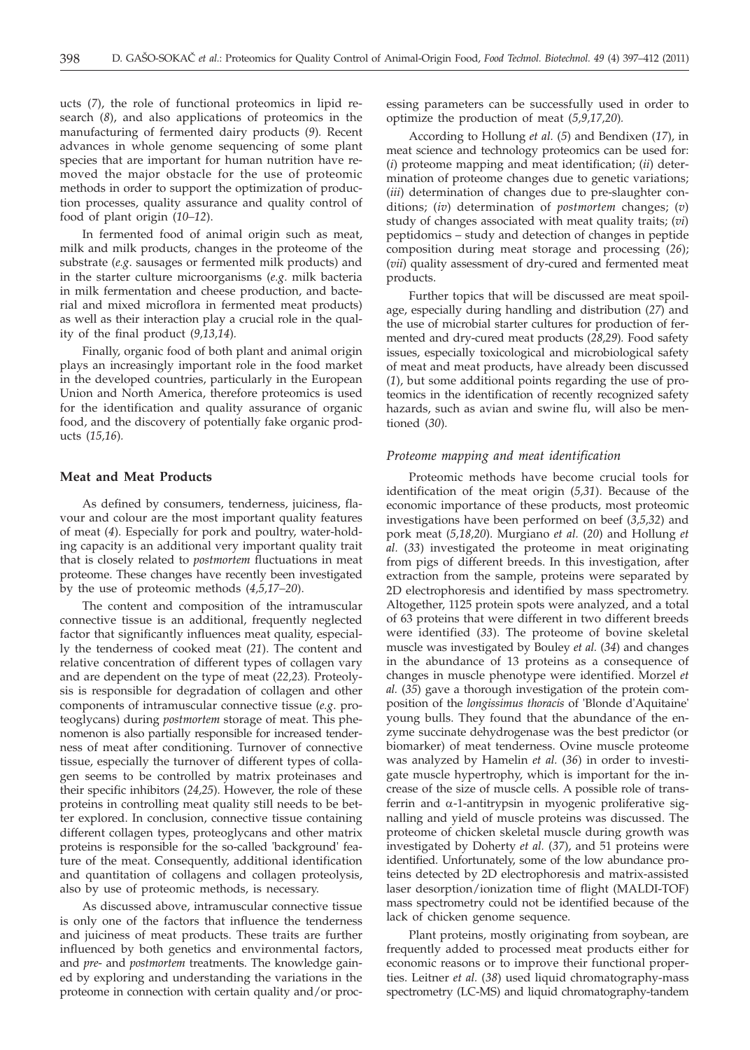ucts (*7*), the role of functional proteomics in lipid research (*8*), and also applications of proteomics in the manufacturing of fermented dairy products (*9*). Recent advances in whole genome sequencing of some plant species that are important for human nutrition have removed the major obstacle for the use of proteomic methods in order to support the optimization of production processes, quality assurance and quality control of food of plant origin (*10–12*).

In fermented food of animal origin such as meat, milk and milk products, changes in the proteome of the substrate (*e.g.* sausages or fermented milk products) and in the starter culture microorganisms (*e.g.* milk bacteria in milk fermentation and cheese production, and bacterial and mixed microflora in fermented meat products) as well as their interaction play a crucial role in the quality of the final product (*9,13,14*).

Finally, organic food of both plant and animal origin plays an increasingly important role in the food market in the developed countries, particularly in the European Union and North America, therefore proteomics is used for the identification and quality assurance of organic food, and the discovery of potentially fake organic products (*15,16*).

## Meat and Meat Products

As defined by consumers, tenderness, juiciness, flavour and colour are the most important quality features of meat (*4*). Especially for pork and poultry, water-holding capacity is an additional very important quality trait that is closely related to *postmortem* fluctuations in meat proteome. These changes have recently been investigated by the use of proteomic methods (*4,5,17–20*).

The content and composition of the intramuscular connective tissue is an additional, frequently neglected factor that significantly influences meat quality, especially the tenderness of cooked meat (*21*). The content and relative concentration of different types of collagen vary and are dependent on the type of meat (*22,23*). Proteolysis is responsible for degradation of collagen and other components of intramuscular connective tissue (*e.g.* proteoglycans) during *postmortem* storage of meat. This phenomenon is also partially responsible for increased tenderness of meat after conditioning. Turnover of connective tissue, especially the turnover of different types of collagen seems to be controlled by matrix proteinases and their specific inhibitors (*24,25*). However, the role of these proteins in controlling meat quality still needs to be better explored. In conclusion, connective tissue containing different collagen types, proteoglycans and other matrix proteins is responsible for the so-called 'background' feature of the meat. Consequently, additional identification and quantitation of collagens and collagen proteolysis, also by use of proteomic methods, is necessary.

As discussed above, intramuscular connective tissue is only one of the factors that influence the tenderness and juiciness of meat products. These traits are further influenced by both genetics and environmental factors, and *pre-* and *postmortem* treatments. The knowledge gained by exploring and understanding the variations in the proteome in connection with certain quality and/or processing parameters can be successfully used in order to optimize the production of meat (*5,9,17,20*).

According to Hollung *et al.* (*5*) and Bendixen (*17*), in meat science and technology proteomics can be used for: (*i*) proteome mapping and meat identification; (*ii*) determination of proteome changes due to genetic variations; (*iii*) determination of changes due to pre-slaughter conditions; (*iv*) determination of *postmortem* changes; (*v*) study of changes associated with meat quality traits; (*vi*) peptidomics – study and detection of changes in peptide composition during meat storage and processing (*26*); (*vii*) quality assessment of dry-cured and fermented meat products.

Further topics that will be discussed are meat spoilage, especially during handling and distribution (*27*) and the use of microbial starter cultures for production of fermented and dry-cured meat products (*28,29*). Food safety issues, especially toxicological and microbiological safety of meat and meat products, have already been discussed (*1*), but some additional points regarding the use of proteomics in the identification of recently recognized safety hazards, such as avian and swine flu, will also be mentioned (*30*).

### *Proteome mapping and meat identification*

Proteomic methods have become crucial tools for identification of the meat origin (*5,31*). Because of the economic importance of these products, most proteomic investigations have been performed on beef (*3,5,32*) and pork meat (*5,18,20*). Murgiano *et al.* (*20*) and Hollung *et al.* (*33*) investigated the proteome in meat originating from pigs of different breeds. In this investigation, after extraction from the sample, proteins were separated by 2D electrophoresis and identified by mass spectrometry. Altogether, 1125 protein spots were analyzed, and a total of 63 proteins that were different in two different breeds were identified (*33*). The proteome of bovine skeletal muscle was investigated by Bouley *et al.* (*34*) and changes in the abundance of 13 proteins as a consequence of changes in muscle phenotype were identified. Morzel *et al.* (*35*) gave a thorough investigation of the protein composition of the *longissimus thoracis* of 'Blonde d'Aquitaine' young bulls. They found that the abundance of the enzyme succinate dehydrogenase was the best predictor (or biomarker) of meat tenderness. Ovine muscle proteome was analyzed by Hamelin *et al.* (*36*) in order to investigate muscle hypertrophy, which is important for the increase of the size of muscle cells. A possible role of transferrin and α-1-antitrypsin in myogenic proliferative signalling and yield of muscle proteins was discussed. The proteome of chicken skeletal muscle during growth was investigated by Doherty *et al.* (*37*), and 51 proteins were identified. Unfortunately, some of the low abundance proteins detected by 2D electrophoresis and matrix-assisted laser desorption/ionization time of flight (MALDI-TOF) mass spectrometry could not be identified because of the lack of chicken genome sequence.

Plant proteins, mostly originating from soybean, are frequently added to processed meat products either for economic reasons or to improve their functional properties. Leitner *et al.* (*38*) used liquid chromatography-mass spectrometry (LC-MS) and liquid chromatography-tandem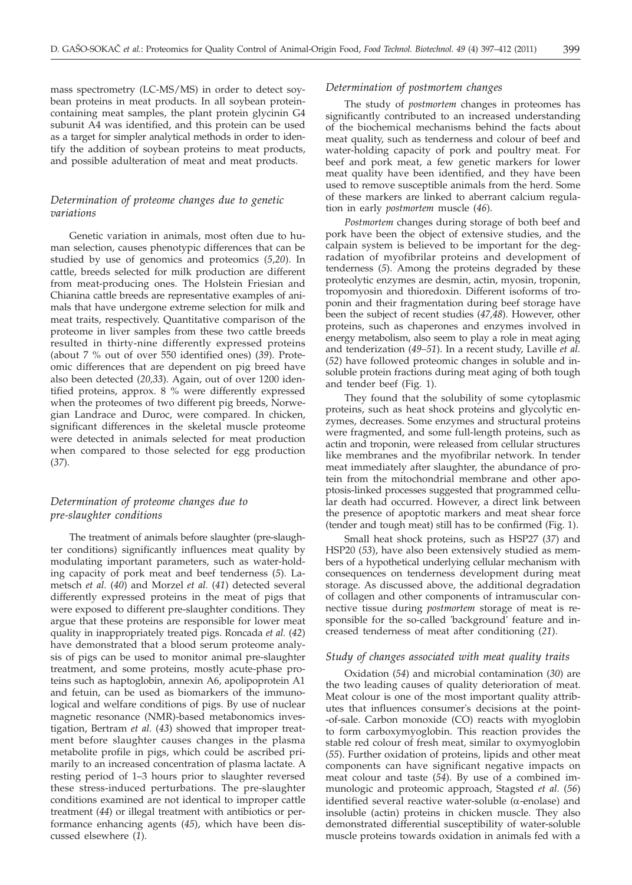mass spectrometry (LC-MS/MS) in order to detect soybean proteins in meat products. In all soybean protein-containing meat samples, the plant protein glycinin G4 subunit A4 was identified, and this protein can be used as a target for simpler analytical methods in order to identify the addition of soybean proteins to meat products, and possible adulteration of meat and meat products.

### *Determination of proteome changes due to genetic variations*

Genetic variation in animals, most often due to human selection, causes phenotypic differences that can be studied by use of genomics and proteomics (*5,20*). In cattle, breeds selected for milk production are different from meat-producing ones. The Holstein Friesian and Chianina cattle breeds are representative examples of animals that have undergone extreme selection for milk and meat traits, respectively. Quantitative comparison of the proteome in liver samples from these two cattle breeds resulted in thirty-nine differently expressed proteins (about 7 % out of over 550 identified ones) (*39*). Proteomic differences that are dependent on pig breed have also been detected (*20,33*). Again, out of over 1200 identified proteins, approx. 8 % were differently expressed when the proteomes of two different pig breeds, Norwegian Landrace and Duroc, were compared. In chicken, significant differences in the skeletal muscle proteome were detected in animals selected for meat production when compared to those selected for egg production (*37*).

### *Determination of proteome changes due to pre-slaughter conditions*

The treatment of animals before slaughter (pre-slaughter conditions) significantly influences meat quality by modulating important parameters, such as water-holding capacity of pork meat and beef tenderness (*5*). Lametsch *et al.* (*40*) and Morzel *et al.* (*41*) detected several differently expressed proteins in the meat of pigs that were exposed to different pre-slaughter conditions. They argue that these proteins are responsible for lower meat quality in inappropriately treated pigs. Roncada *et al.* (*42*) have demonstrated that a blood serum proteome analysis of pigs can be used to monitor animal pre-slaughter treatment, and some proteins, mostly acute-phase proteins such as haptoglobin, annexin A6, apolipoprotein A1 and fetuin, can be used as biomarkers of the immunological and welfare conditions of pigs. By use of nuclear magnetic resonance (NMR)-based metabonomics investigation, Bertram *et al.* (*43*) showed that improper treatment before slaughter causes changes in the plasma metabolite profile in pigs, which could be ascribed primarily to an increased concentration of plasma lactate. A resting period of 1–3 hours prior to slaughter reversed these stress-induced perturbations. The pre-slaughter conditions examined are not identical to improper cattle treatment (*44*) or illegal treatment with antibiotics or performance enhancing agents (*45*), which have been discussed elsewhere (*1*).

### *Determination of postmortem changes*

The study of *postmortem* changes in proteomes has significantly contributed to an increased understanding of the biochemical mechanisms behind the facts about meat quality, such as tenderness and colour of beef and water-holding capacity of pork and poultry meat. For beef and pork meat, a few genetic markers for lower meat quality have been identified, and they have been used to remove susceptible animals from the herd. Some of these markers are linked to aberrant calcium regulation in early *postmortem* muscle (*46*).

*Postmortem* changes during storage of both beef and pork have been the object of extensive studies, and the calpain system is believed to be important for the degradation of myofibrilar proteins and development of tenderness (*5*). Among the proteins degraded by these proteolytic enzymes are desmin, actin, myosin, troponin, tropomyosin and thioredoxin. Different isoforms of troponin and their fragmentation during beef storage have been the subject of recent studies (*47,48*). However, other proteins, such as chaperones and enzymes involved in energy metabolism, also seem to play a role in meat aging and tenderization (*49–51*). In a recent study, Laville *et al.* (*52*) have followed proteomic changes in soluble and insoluble protein fractions during meat aging of both tough and tender beef (Fig. 1).

They found that the solubility of some cytoplasmic proteins, such as heat shock proteins and glycolytic enzymes, decreases. Some enzymes and structural proteins were fragmented, and some full-length proteins, such as actin and troponin, were released from cellular structures like membranes and the myofibrilar network. In tender meat immediately after slaughter, the abundance of protein from the mitochondrial membrane and other apoptosis-linked processes suggested that programmed cellular death had occurred. However, a direct link between the presence of apoptotic markers and meat shear force (tender and tough meat) still has to be confirmed (Fig. 1).

Small heat shock proteins, such as HSP27 (*37*) and HSP20 (*53*), have also been extensively studied as members of a hypothetical underlying cellular mechanism with consequences on tenderness development during meat storage. As discussed above, the additional degradation of collagen and other components of intramuscular connective tissue during *postmortem* storage of meat is responsible for the so-called 'background' feature and increased tenderness of meat after conditioning (*21*).

### *Study of changes associated with meat quality traits*

Oxidation (*54*) and microbial contamination (*30*) are the two leading causes of quality deterioration of meat. Meat colour is one of the most important quality attributes that influences consumer's decisions at the point-of-sale. Carbon monoxide (CO) reacts with myoglobin to form carboxymyoglobin. This reaction provides the stable red colour of fresh meat, similar to oxymyoglobin (*55*). Further oxidation of proteins, lipids and other meat components can have significant negative impacts on meat colour and taste (*54*). By use of a combined immunologic and proteomic approach, Stagsted *et al.* (*56*) identified several reactive water-soluble ($\alpha$-enolase) and insoluble (actin) proteins in chicken muscle. They also demonstrated differential susceptibility of water-soluble muscle proteins towards oxidation in animals fed with a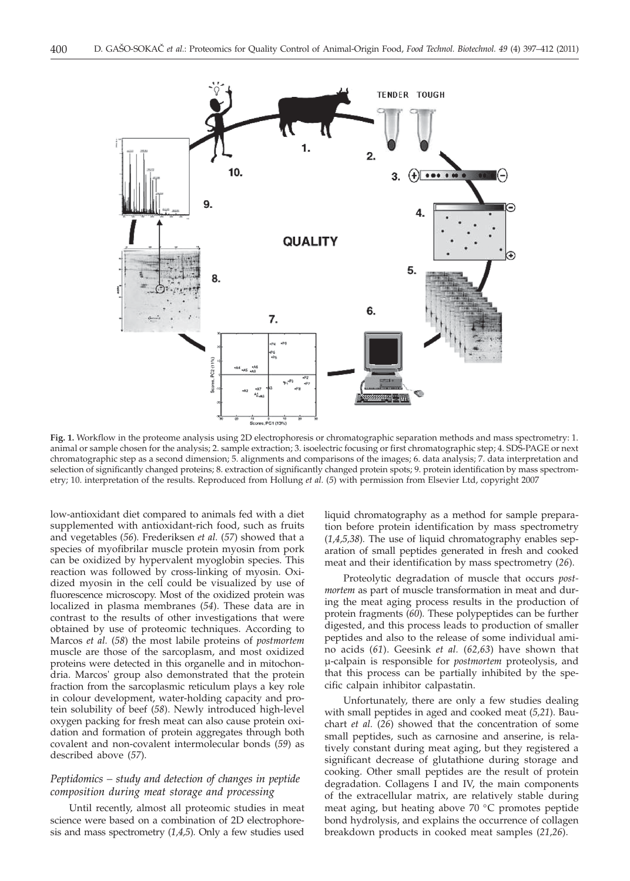**Fig. 1.** Workflow in the proteome analysis using 2D electrophoresis or chromatographic separation methods and mass spectrometry: 1. animal or sample chosen for the analysis; 2. sample extraction; 3. isoelectric focusing or first chromatographic step; 4. SDS-PAGE or next chromatographic step as a second dimension; 5. alignments and comparisons of the images; 6. data analysis; 7. data interpretation and selection of significantly changed proteins; 8. extraction of significantly changed protein spots; 9. protein identification by mass spectrometry; 10. interpretation of the results. Reproduced from Hollung *et al.* (*5*) with permission from Elsevier Ltd, copyright 2007

low-antioxidant diet compared to animals fed with a diet supplemented with antioxidant-rich food, such as fruits and vegetables (*56*). Frederiksen *et al.* (*57*) showed that a species of myofibrilar muscle protein myosin from pork can be oxidized by hypervalent myoglobin species. This reaction was followed by cross-linking of myosin. Oxidized myosin in the cell could be visualized by use of fluorescence microscopy. Most of the oxidized protein was localized in plasma membranes (*54*). These data are in contrast to the results of other investigations that were obtained by use of proteomic techniques. According to Marcos *et al.* (*58*) the most labile proteins of *postmortem* muscle are those of the sarcoplasm, and most oxidized proteins were detected in this organelle and in mitochondria. Marcos' group also demonstrated that the protein fraction from the sarcoplasmic reticulum plays a key role in colour development, water-holding capacity and protein solubility of beef (*58*). Newly introduced high-level oxygen packing for fresh meat can also cause protein oxidation and formation of protein aggregates through both covalent and non-covalent intermolecular bonds (*59*) as described above (*57*).

### *Peptidomics – study and detection of changes in peptide composition during meat storage and processing*

Until recently, almost all proteomic studies in meat science were based on a combination of 2D electrophoresis and mass spectrometry (*1,4,5*). Only a few studies used liquid chromatography as a method for sample preparation before protein identification by mass spectrometry (*1,4,5,38*). The use of liquid chromatography enables separation of small peptides generated in fresh and cooked meat and their identification by mass spectrometry (*26*).

Proteolytic degradation of muscle that occurs *postmortem* as part of muscle transformation in meat and during the meat aging process results in the production of protein fragments (*60*). These polypeptides can be further digested, and this process leads to production of smaller peptides and also to the release of some individual amino acids (*61*). Geesink *et al.* (*62,63*) have shown that μ-calpain is responsible for *postmortem* proteolysis, and that this process can be partially inhibited by the specific calpain inhibitor calpastatin.

Unfortunately, there are only a few studies dealing with small peptides in aged and cooked meat (*5,21*). Bauchart *et al.* (*26*) showed that the concentration of some small peptides, such as carnosine and anserine, is relatively constant during meat aging, but they registered a significant decrease of glutathione during storage and cooking. Other small peptides are the result of protein degradation. Collagens I and IV, the main components of the extracellular matrix, are relatively stable during meat aging, but heating above 70 °C promotes peptide bond hydrolysis, and explains the occurrence of collagen breakdown products in cooked meat samples (*21,26*).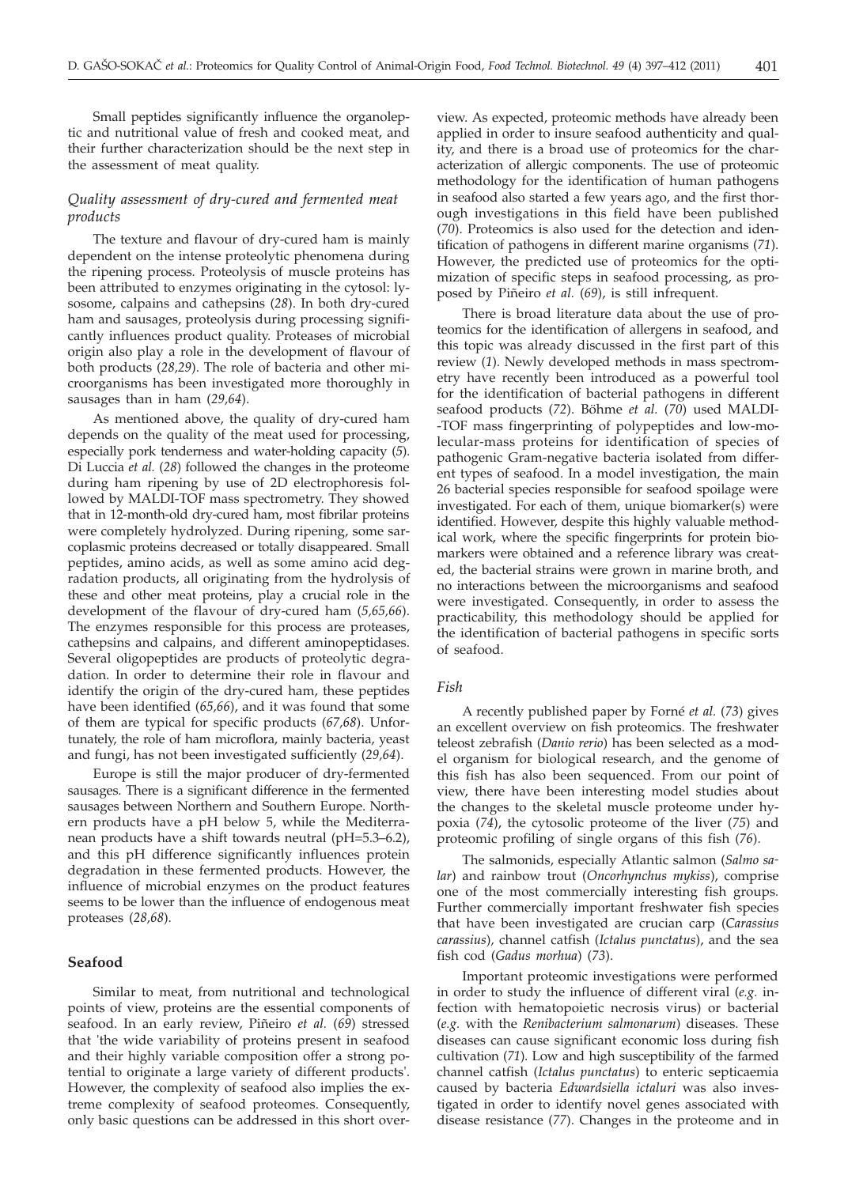Small peptides significantly influence the organoleptic and nutritional value of fresh and cooked meat, and their further characterization should be the next step in the assessment of meat quality.

### *Quality assessment of dry-cured and fermented meat products*

The texture and flavour of dry-cured ham is mainly dependent on the intense proteolytic phenomena during the ripening process. Proteolysis of muscle proteins has been attributed to enzymes originating in the cytosol: lysosome, calpains and cathepsins (*28*). In both dry-cured ham and sausages, proteolysis during processing significantly influences product quality. Proteases of microbial origin also play a role in the development of flavour of both products (*28,29*). The role of bacteria and other microorganisms has been investigated more thoroughly in sausages than in ham (*29,64*).

As mentioned above, the quality of dry-cured ham depends on the quality of the meat used for processing, especially pork tenderness and water-holding capacity (*5*). Di Luccia *et al.* (*28*) followed the changes in the proteome during ham ripening by use of 2D electrophoresis followed by MALDI-TOF mass spectrometry. They showed that in 12-month-old dry-cured ham, most fibrilar proteins were completely hydrolyzed. During ripening, some sarcoplasmic proteins decreased or totally disappeared. Small peptides, amino acids, as well as some amino acid degradation products, all originating from the hydrolysis of these and other meat proteins, play a crucial role in the development of the flavour of dry-cured ham (*5,65,66*). The enzymes responsible for this process are proteases, cathepsins and calpains, and different aminopeptidases. Several oligopeptides are products of proteolytic degradation. In order to determine their role in flavour and identify the origin of the dry-cured ham, these peptides have been identified (*65,66*), and it was found that some of them are typical for specific products (*67,68*). Unfortunately, the role of ham microflora, mainly bacteria, yeast and fungi, has not been investigated sufficiently (*29,64*).

Europe is still the major producer of dry-fermented sausages. There is a significant difference in the fermented sausages between Northern and Southern Europe. Northern products have a pH below 5, while the Mediterranean products have a shift towards neutral (pH=5.3–6.2), and this pH difference significantly influences protein degradation in these fermented products. However, the influence of microbial enzymes on the product features seems to be lower than the influence of endogenous meat proteases (*28,68*).

## Seafood

Similar to meat, from nutritional and technological points of view, proteins are the essential components of seafood. In an early review, Piñeiro *et al.* (*69*) stressed that 'the wide variability of proteins present in seafood and their highly variable composition offer a strong potential to originate a large variety of different products'. However, the complexity of seafood also implies the extreme complexity of seafood proteomes. Consequently, only basic questions can be addressed in this short overview. As expected, proteomic methods have already been applied in order to insure seafood authenticity and quality, and there is a broad use of proteomics for the characterization of allergic components. The use of proteomic methodology for the identification of human pathogens in seafood also started a few years ago, and the first thorough investigations in this field have been published (*70*). Proteomics is also used for the detection and identification of pathogens in different marine organisms (*71*). However, the predicted use of proteomics for the optimization of specific steps in seafood processing, as proposed by Piñeiro *et al.* (*69*), is still infrequent.

There is broad literature data about the use of proteomics for the identification of allergens in seafood, and this topic was already discussed in the first part of this review (*1*). Newly developed methods in mass spectrometry have recently been introduced as a powerful tool for the identification of bacterial pathogens in different seafood products (*72*). Böhme *et al.* (*70*) used MALDI-TOF mass fingerprinting of polypeptides and low-molecular-mass proteins for identification of species of pathogenic Gram-negative bacteria isolated from different types of seafood. In a model investigation, the main 26 bacterial species responsible for seafood spoilage were investigated. For each of them, unique biomarker(s) were identified. However, despite this highly valuable methodical work, where the specific fingerprints for protein biomarkers were obtained and a reference library was created, the bacterial strains were grown in marine broth, and no interactions between the microorganisms and seafood were investigated. Consequently, in order to assess the practicability, this methodology should be applied for the identification of bacterial pathogens in specific sorts of seafood.

### *Fish*

A recently published paper by Forné *et al.* (*73*) gives an excellent overview on fish proteomics. The freshwater teleost zebrafish (*Danio rerio*) has been selected as a model organism for biological research, and the genome of this fish has also been sequenced. From our point of view, there have been interesting model studies about the changes to the skeletal muscle proteome under hypoxia (*74*), the cytosolic proteome of the liver (*75*) and proteomic profiling of single organs of this fish (*76*).

The salmonids, especially Atlantic salmon (*Salmo salar*) and rainbow trout (*Oncorhynchus mykiss*), comprise one of the most commercially interesting fish groups. Further commercially important freshwater fish species that have been investigated are crucian carp (*Carassius carassius*), channel catfish (*Ictalus punctatus*), and the sea fish cod (*Gadus morhua*) (*73*).

Important proteomic investigations were performed in order to study the influence of different viral (*e.g.* infection with hematopoietic necrosis virus) or bacterial (*e.g.* with the *Renibacterium salmonarum*) diseases. These diseases can cause significant economic loss during fish cultivation (*71*). Low and high susceptibility of the farmed channel catfish (*Ictalus punctatus*) to enteric septicaemia caused by bacteria *Edwardsiella ictaluri* was also investigated in order to identify novel genes associated with disease resistance (*77*). Changes in the proteome and in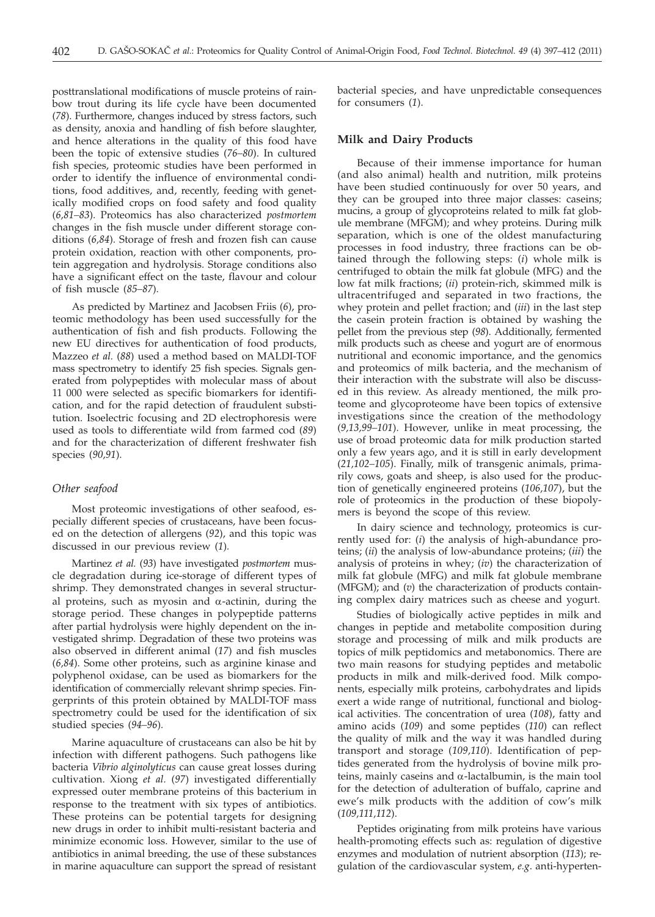posttranslational modifications of muscle proteins of rainbow trout during its life cycle have been documented (*78*). Furthermore, changes induced by stress factors, such as density, anoxia and handling of fish before slaughter, and hence alterations in the quality of this food have been the topic of extensive studies (*76–80*). In cultured fish species, proteomic studies have been performed in order to identify the influence of environmental conditions, food additives, and, recently, feeding with genetically modified crops on food safety and food quality (*6,81–83*). Proteomics has also characterized *postmortem* changes in the fish muscle under different storage conditions (*6,84*). Storage of fresh and frozen fish can cause protein oxidation, reaction with other components, protein aggregation and hydrolysis. Storage conditions also have a significant effect on the taste, flavour and colour of fish muscle (*85–87*).

As predicted by Martinez and Jacobsen Friis (*6*), proteomic methodology has been used successfully for the authentication of fish and fish products. Following the new EU directives for authentication of food products, Mazzeo *et al.* (*88*) used a method based on MALDI-TOF mass spectrometry to identify 25 fish species. Signals generated from polypeptides with molecular mass of about 11 000 were selected as specific biomarkers for identification, and for the rapid detection of fraudulent substitution. Isoelectric focusing and 2D electrophoresis were used as tools to differentiate wild from farmed cod (*89*) and for the characterization of different freshwater fish species (*90,91*).

### *Other seafood*

Most proteomic investigations of other seafood, especially different species of crustaceans, have been focused on the detection of allergens (*92*), and this topic was discussed in our previous review (*1*).

Martinez *et al.* (*93*) have investigated *postmortem* muscle degradation during ice-storage of different types of shrimp. They demonstrated changes in several structural proteins, such as myosin and $\alpha$-actinin, during the storage period. These changes in polypeptide patterns after partial hydrolysis were highly dependent on the investigated shrimp. Degradation of these two proteins was also observed in different animal (*17*) and fish muscles (*6,84*). Some other proteins, such as arginine kinase and polyphenol oxidase, can be used as biomarkers for the identification of commercially relevant shrimp species. Fingerprints of this protein obtained by MALDI-TOF mass spectrometry could be used for the identification of six studied species (*94–96*).

Marine aquaculture of crustaceans can also be hit by infection with different pathogens. Such pathogens like bacteria *Vibrio alginolyticus* can cause great losses during cultivation. Xiong *et al.* (*97*) investigated differentially expressed outer membrane proteins of this bacterium in response to the treatment with six types of antibiotics. These proteins can be potential targets for designing new drugs in order to inhibit multi-resistant bacteria and minimize economic loss. However, similar to the use of antibiotics in animal breeding, the use of these substances in marine aquaculture can support the spread of resistant bacterial species, and have unpredictable consequences for consumers (*1*).

## Milk and Dairy Products

Because of their immense importance for human (and also animal) health and nutrition, milk proteins have been studied continuously for over 50 years, and they can be grouped into three major classes: caseins; mucins, a group of glycoproteins related to milk fat globule membrane (MFGM); and whey proteins. During milk separation, which is one of the oldest manufacturing processes in food industry, three fractions can be obtained through the following steps: (*i*) whole milk is centrifuged to obtain the milk fat globule (MFG) and the low fat milk fractions; (*ii*) protein-rich, skimmed milk is ultracentrifuged and separated in two fractions, the whey protein and pellet fraction; and (*iii*) in the last step the casein protein fraction is obtained by washing the pellet from the previous step (*98*). Additionally, fermented milk products such as cheese and yogurt are of enormous nutritional and economic importance, and the genomics and proteomics of milk bacteria, and the mechanism of their interaction with the substrate will also be discussed in this review. As already mentioned, the milk proteome and glycoproteome have been topics of extensive investigations since the creation of the methodology (*9,13,99–101*). However, unlike in meat processing, the use of broad proteomic data for milk production started only a few years ago, and it is still in early development (*21,102–105*). Finally, milk of transgenic animals, primarily cows, goats and sheep, is also used for the production of genetically engineered proteins (*106,107*), but the role of proteomics in the production of these biopolymers is beyond the scope of this review.

In dairy science and technology, proteomics is currently used for: (*i*) the analysis of high-abundance proteins; (*ii*) the analysis of low-abundance proteins; (*iii*) the analysis of proteins in whey; (*iv*) the characterization of milk fat globule (MFG) and milk fat globule membrane (MFGM); and (*v*) the characterization of products containing complex dairy matrices such as cheese and yogurt.

Studies of biologically active peptides in milk and changes in peptide and metabolite composition during storage and processing of milk and milk products are topics of milk peptidomics and metabonomics. There are two main reasons for studying peptides and metabolic products in milk and milk-derived food. Milk components, especially milk proteins, carbohydrates and lipids exert a wide range of nutritional, functional and biological activities. The concentration of urea (*108*), fatty and amino acids (*109*) and some peptides (*110*) can reflect the quality of milk and the way it was handled during transport and storage (*109,110*). Identification of peptides generated from the hydrolysis of bovine milk proteins, mainly caseins and $\alpha$-lactalbumin, is the main tool for the detection of adulteration of buffalo, caprine and ewe's milk products with the addition of cow's milk (*109,111,112*).

Peptides originating from milk proteins have various health-promoting effects such as: regulation of digestive enzymes and modulation of nutrient absorption (*113*); regulation of the cardiovascular system, *e.g.* anti-hyperten-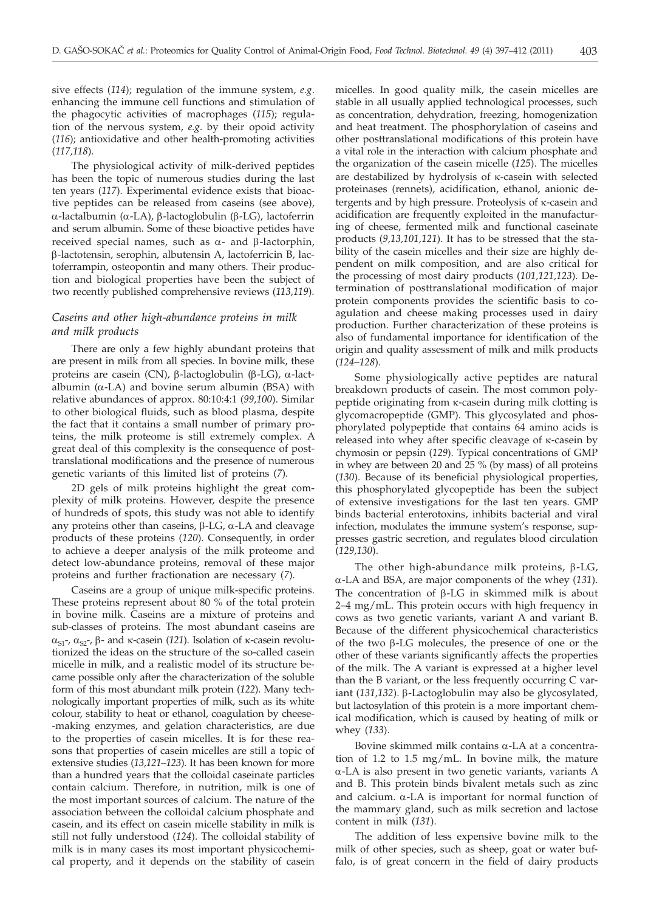sive effects (*114*); regulation of the immune system, *e.g.* enhancing the immune cell functions and stimulation of the phagocytic activities of macrophages (*115*); regulation of the nervous system, *e.g.* by their opoid activity (*116*); antioxidative and other health-promoting activities (*117,118*).

The physiological activity of milk-derived peptides has been the topic of numerous studies during the last ten years (*117*). Experimental evidence exists that bioactive peptides can be released from caseins (see above), α-lactalbumin (α-LA), β-lactoglobulin (β-LG), lactoferrin and serum albumin. Some of these bioactive petides have received special names, such as α- and β-lactorphin, β-lactotensin, serophin, albutensin A, lactoferricin B, lactoferrampin, osteopontin and many others. Their production and biological properties have been the subject of two recently published comprehensive reviews (*113,119*).

### *Caseins and other high-abundance proteins in milk and milk products*

There are only a few highly abundant proteins that are present in milk from all species. In bovine milk, these proteins are casein (CN), β-lactoglobulin (β-LG), α-lactalbumin (α-LA) and bovine serum albumin (BSA) with relative abundances of approx. 80:10:4:1 (*99,100*). Similar to other biological fluids, such as blood plasma, despite the fact that it contains a small number of primary proteins, the milk proteome is still extremely complex. A great deal of this complexity is the consequence of posttranslational modifications and the presence of numerous genetic variants of this limited list of proteins (*7*).

2D gels of milk proteins highlight the great complexity of milk proteins. However, despite the presence of hundreds of spots, this study was not able to identify any proteins other than caseins, β-LG, α-LA and cleavage products of these proteins (*120*). Consequently, in order to achieve a deeper analysis of the milk proteome and detect low-abundance proteins, removal of these major proteins and further fractionation are necessary (*7*).

Caseins are a group of unique milk-specific proteins. These proteins represent about 80 % of the total protein in bovine milk. Caseins are a mixture of proteins and sub-classes of proteins. The most abundant caseins are $\alpha_{S1}$-, $\alpha_{S2}$-, β- and κ-casein (*121*). Isolation of κ-casein revolutionized the ideas on the structure of the so-called casein micelle in milk, and a realistic model of its structure became possible only after the characterization of the soluble form of this most abundant milk protein (*122*). Many technologically important properties of milk, such as its white colour, stability to heat or ethanol, coagulation by cheese-making enzymes, and gelation characteristics, are due to the properties of casein micelles. It is for these reasons that properties of casein micelles are still a topic of extensive studies (*13,121–123*). It has been known for more than a hundred years that the colloidal caseinate particles contain calcium. Therefore, in nutrition, milk is one of the most important sources of calcium. The nature of the association between the colloidal calcium phosphate and casein, and its effect on casein micelle stability in milk is still not fully understood (*124*). The colloidal stability of milk is in many cases its most important physicochemical property, and it depends on the stability of casein micelles. In good quality milk, the casein micelles are stable in all usually applied technological processes, such as concentration, dehydration, freezing, homogenization and heat treatment. The phosphorylation of caseins and other posttranslational modifications of this protein have a vital role in the interaction with calcium phosphate and the organization of the casein micelle (*125*). The micelles are destabilized by hydrolysis of κ-casein with selected proteinases (rennets), acidification, ethanol, anionic detergents and by high pressure. Proteolysis of κ-casein and acidification are frequently exploited in the manufacturing of cheese, fermented milk and functional caseinate products (*9,13,101,121*). It has to be stressed that the stability of the casein micelles and their size are highly dependent on milk composition, and are also critical for the processing of most dairy products (*101,121,123*). Determination of posttranslational modification of major protein components provides the scientific basis to coagulation and cheese making processes used in dairy production. Further characterization of these proteins is also of fundamental importance for identification of the origin and quality assessment of milk and milk products (*124–128*).

Some physiologically active peptides are natural breakdown products of casein. The most common polypeptide originating from κ-casein during milk clotting is glycomacropeptide (GMP). This glycosylated and phosphorylated polypeptide that contains 64 amino acids is released into whey after specific cleavage of κ-casein by chymosin or pepsin (*129*). Typical concentrations of GMP in whey are between 20 and 25 % (by mass) of all proteins (*130*). Because of its beneficial physiological properties, this phosphorylated glycopeptide has been the subject of extensive investigations for the last ten years. GMP binds bacterial enterotoxins, inhibits bacterial and viral infection, modulates the immune system's response, suppresses gastric secretion, and regulates blood circulation (*129,130*).

The other high-abundance milk proteins, β-LG, α-LA and BSA, are major components of the whey (*131*). The concentration of β-LG in skimmed milk is about 2–4 mg/mL. This protein occurs with high frequency in cows as two genetic variants, variant A and variant B. Because of the different physicochemical characteristics of the two β-LG molecules, the presence of one or the other of these variants significantly affects the properties of the milk. The A variant is expressed at a higher level than the B variant, or the less frequently occurring C variant (*131,132*). β-Lactoglobulin may also be glycosylated, but lactosylation of this protein is a more important chemical modification, which is caused by heating of milk or whey (*133*).

Bovine skimmed milk contains α-LA at a concentration of 1.2 to 1.5 mg/mL. In bovine milk, the mature α-LA is also present in two genetic variants, variants A and B. This protein binds bivalent metals such as zinc and calcium. α-LA is important for normal function of the mammary gland, such as milk secretion and lactose content in milk (*131*).

The addition of less expensive bovine milk to the milk of other species, such as sheep, goat or water buffalo, is of great concern in the field of dairy products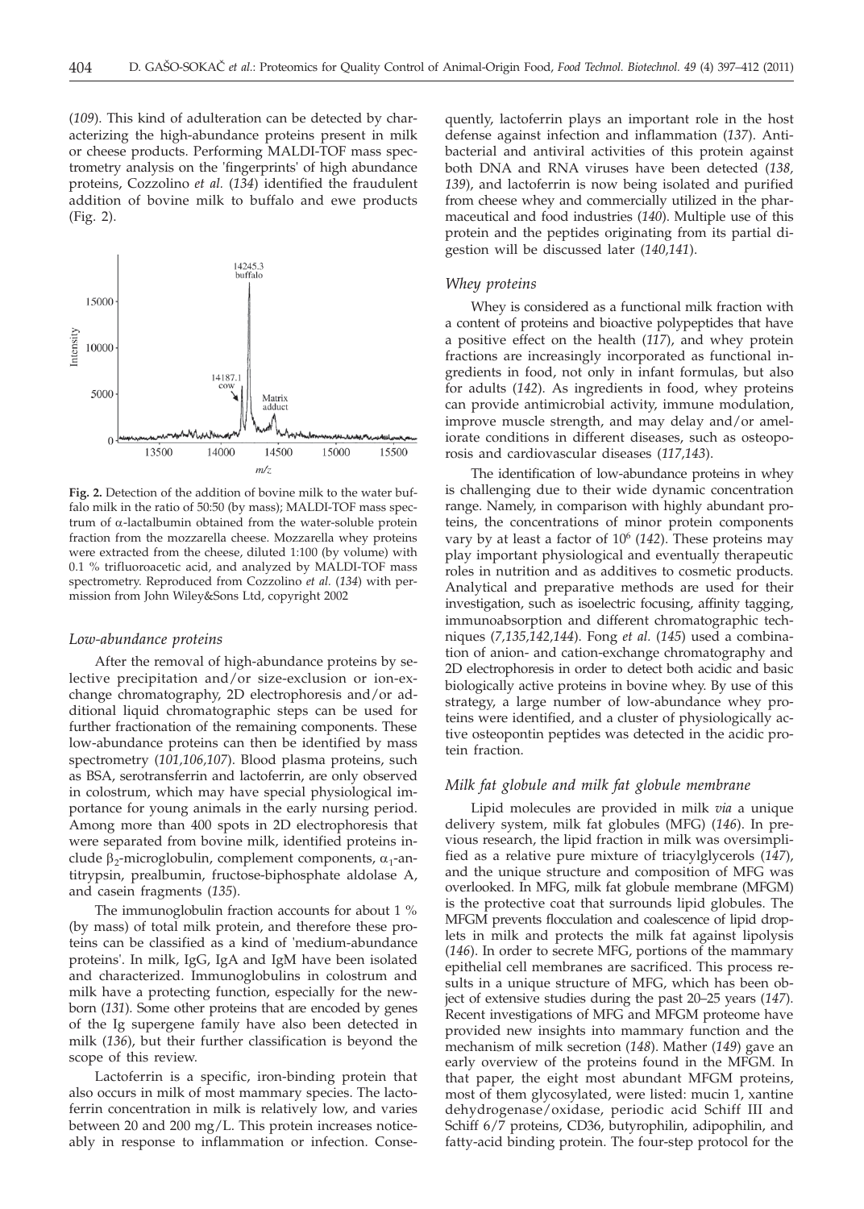(*109*). This kind of adulteration can be detected by characterizing the high-abundance proteins present in milk or cheese products. Performing MALDI-TOF mass spectrometry analysis on the 'fingerprints' of high abundance proteins, Cozzolino *et al.* (*134*) identified the fraudulent addition of bovine milk to buffalo and ewe products (Fig. 2).

**Fig. 2.** Detection of the addition of bovine milk to the water buffalo milk in the ratio of 50:50 (by mass); MALDI-TOF mass spectrum of α-lactalbumin obtained from the water-soluble protein fraction from the mozzarella cheese. Mozzarella whey proteins were extracted from the cheese, diluted 1:100 (by volume) with 0.1 % trifluoroacetic acid, and analyzed by MALDI-TOF mass spectrometry. Reproduced from Cozzolino *et al.* (*134*) with permission from John Wiley&Sons Ltd, copyright 2002

### *Low-abundance proteins*

After the removal of high-abundance proteins by selective precipitation and/or size-exclusion or ion-exchange chromatography, 2D electrophoresis and/or additional liquid chromatographic steps can be used for further fractionation of the remaining components. These low-abundance proteins can then be identified by mass spectrometry (*101,106,107*). Blood plasma proteins, such as BSA, serotransferrin and lactoferrin, are only observed in colostrum, which may have special physiological importance for young animals in the early nursing period. Among more than 400 spots in 2D electrophoresis that were separated from bovine milk, identified proteins include $\beta_2$-microglobulin, complement components, $\alpha_1$-antitrypsin, prealbumin, fructose-biphosphate aldolase A, and casein fragments (*135*).

The immunoglobulin fraction accounts for about 1 % (by mass) of total milk protein, and therefore these proteins can be classified as a kind of 'medium-abundance proteins'. In milk, IgG, IgA and IgM have been isolated and characterized. Immunoglobulins in colostrum and milk have a protecting function, especially for the newborn (*131*). Some other proteins that are encoded by genes of the Ig supergene family have also been detected in milk (*136*), but their further classification is beyond the scope of this review.

Lactoferrin is a specific, iron-binding protein that also occurs in milk of most mammary species. The lactoferrin concentration in milk is relatively low, and varies between 20 and 200 mg/L. This protein increases noticeably in response to inflammation or infection. Consequently, lactoferrin plays an important role in the host defense against infection and inflammation (*137*). Antibacterial and antiviral activities of this protein against both DNA and RNA viruses have been detected (*138, 139*), and lactoferrin is now being isolated and purified from cheese whey and commercially utilized in the pharmaceutical and food industries (*140*). Multiple use of this protein and the peptides originating from its partial digestion will be discussed later (*140,141*).

### *Whey proteins*

Whey is considered as a functional milk fraction with a content of proteins and bioactive polypeptides that have a positive effect on the health (*117*), and whey protein fractions are increasingly incorporated as functional ingredients in food, not only in infant formulas, but also for adults (*142*). As ingredients in food, whey proteins can provide antimicrobial activity, immune modulation, improve muscle strength, and may delay and/or ameliorate conditions in different diseases, such as osteoporosis and cardiovascular diseases (*117,143*).

The identification of low-abundance proteins in whey is challenging due to their wide dynamic concentration range. Namely, in comparison with highly abundant proteins, the concentrations of minor protein components vary by at least a factor of $10^6$ (*142*). These proteins may play important physiological and eventually therapeutic roles in nutrition and as additives to cosmetic products. Analytical and preparative methods are used for their investigation, such as isoelectric focusing, affinity tagging, immunoabsorption and different chromatographic techniques (*7,135,142,144*). Fong *et al.* (*145*) used a combination of anion- and cation-exchange chromatography and 2D electrophoresis in order to detect both acidic and basic biologically active proteins in bovine whey. By use of this strategy, a large number of low-abundance whey proteins were identified, and a cluster of physiologically active osteopontin peptides was detected in the acidic protein fraction.

### *Milk fat globule and milk fat globule membrane*

Lipid molecules are provided in milk *via* a unique delivery system, milk fat globules (MFG) (*146*). In previous research, the lipid fraction in milk was oversimplified as a relative pure mixture of triacylglycerols (*147*), and the unique structure and composition of MFG was overlooked. In MFG, milk fat globule membrane (MFGM) is the protective coat that surrounds lipid globules. The MFGM prevents flocculation and coalescence of lipid droplets in milk and protects the milk fat against lipolysis (*146*). In order to secrete MFG, portions of the mammary epithelial cell membranes are sacrificed. This process results in a unique structure of MFG, which has been object of extensive studies during the past 20–25 years (*147*). Recent investigations of MFG and MFGM proteome have provided new insights into mammary function and the mechanism of milk secretion (*148*). Mather (*149*) gave an early overview of the proteins found in the MFGM. In that paper, the eight most abundant MFGM proteins, most of them glycosylated, were listed: mucin 1, xantine dehydrogenase/oxidase, periodic acid Schiff III and Schiff 6/7 proteins, CD36, butyrophilin, adipophilin, and fatty-acid binding protein. The four-step protocol for the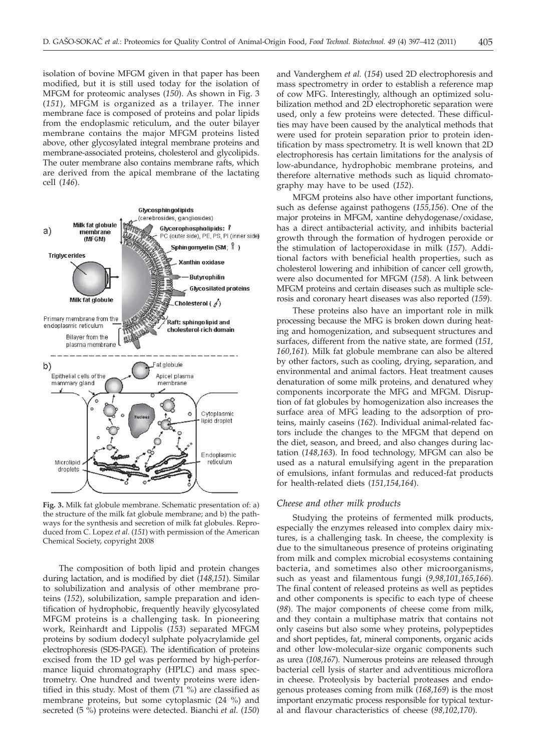isolation of bovine MFGM given in that paper has been modified, but it is still used today for the isolation of MFGM for proteomic analyses (*150*). As shown in Fig. 3 (*151*), MFGM is organized as a trilayer. The inner membrane face is composed of proteins and polar lipids from the endoplasmic reticulum, and the outer bilayer membrane contains the major MFGM proteins listed above, other glycosylated integral membrane proteins and membrane-associated proteins, cholesterol and glycolipids. The outer membrane also contains membrane rafts, which are derived from the apical membrane of the lactating cell (*146*).

**Fig. 3.** Milk fat globule membrane. Schematic presentation of: a) the structure of the milk fat globule membrane; and b) the pathways for the synthesis and secretion of milk fat globules. Reproduced from C. Lopez *et al.* (*151*) with permission of the American Chemical Society, copyright 2008

The composition of both lipid and protein changes during lactation, and is modified by diet (*148,151*). Similar to solubilization and analysis of other membrane proteins (*152*), solubilization, sample preparation and identification of hydrophobic, frequently heavily glycosylated MFGM proteins is a challenging task. In pioneering work, Reinhardt and Lippolis (*153*) separated MFGM proteins by sodium dodecyl sulphate polyacrylamide gel electrophoresis (SDS-PAGE). The identification of proteins excised from the 1D gel was performed by high-performance liquid chromatography (HPLC) and mass spectrometry. One hundred and twenty proteins were identified in this study. Most of them (71 %) are classified as membrane proteins, but some cytoplasmic (24 %) and secreted (5 %) proteins were detected. Bianchi *et al.* (*150*) and Vanderghem *et al.* (*154*) used 2D electrophoresis and mass spectrometry in order to establish a reference map of cow MFG. Interestingly, although an optimized solubilization method and 2D electrophoretic separation were used, only a few proteins were detected. These difficulties may have been caused by the analytical methods that were used for protein separation prior to protein identification by mass spectrometry. It is well known that 2D electrophoresis has certain limitations for the analysis of low-abundance, hydrophobic membrane proteins, and therefore alternative methods such as liquid chromatography may have to be used (*152*).

MFGM proteins also have other important functions, such as defense against pathogens (*155,156*). One of the major proteins in MFGM, xantine dehydogenase/oxidase, has a direct antibacterial activity, and inhibits bacterial growth through the formation of hydrogen peroxide or the stimulation of lactoperoxidase in milk (*157*). Additional factors with beneficial health properties, such as cholesterol lowering and inhibition of cancer cell growth, were also documented for MFGM (*158*). A link between MFGM proteins and certain diseases such as multiple sclerosis and coronary heart diseases was also reported (*159*).

These proteins also have an important role in milk processing because the MFG is broken down during heating and homogenization, and subsequent structures and surfaces, different from the native state, are formed (*151, 160,161*). Milk fat globule membrane can also be altered by other factors, such as cooling, drying, separation, and environmental and animal factors. Heat treatment causes denaturation of some milk proteins, and denatured whey components incorporate the MFG and MFGM. Disruption of fat globules by homogenization also increases the surface area of MFG leading to the adsorption of proteins, mainly caseins (*162*). Individual animal-related factors include the changes to the MFGM that depend on the diet, season, and breed, and also changes during lactation (*148,163*). In food technology, MFGM can also be used as a natural emulsifying agent in the preparation of emulsions, infant formulas and reduced-fat products for health-related diets (*151,154,164*).

### *Cheese and other milk products*

Studying the proteins of fermented milk products, especially the enzymes released into complex dairy mixtures, is a challenging task. In cheese, the complexity is due to the simultaneous presence of proteins originating from milk and complex microbial ecosystems containing bacteria, and sometimes also other microorganisms, such as yeast and filamentous fungi (*9,98,101,165,166*). The final content of released proteins as well as peptides and other components is specific to each type of cheese (*98*). The major components of cheese come from milk, and they contain a multiphase matrix that contains not only caseins but also some whey proteins, polypeptides and short peptides, fat, mineral components, organic acids and other low-molecular-size organic components such as urea (*108,167*). Numerous proteins are released through bacterial cell lysis of starter and adventitious microflora in cheese. Proteolysis by bacterial proteases and endogenous proteases coming from milk (*168,169*) is the most important enzymatic process responsible for typical textural and flavour characteristics of cheese (*98,102,170*).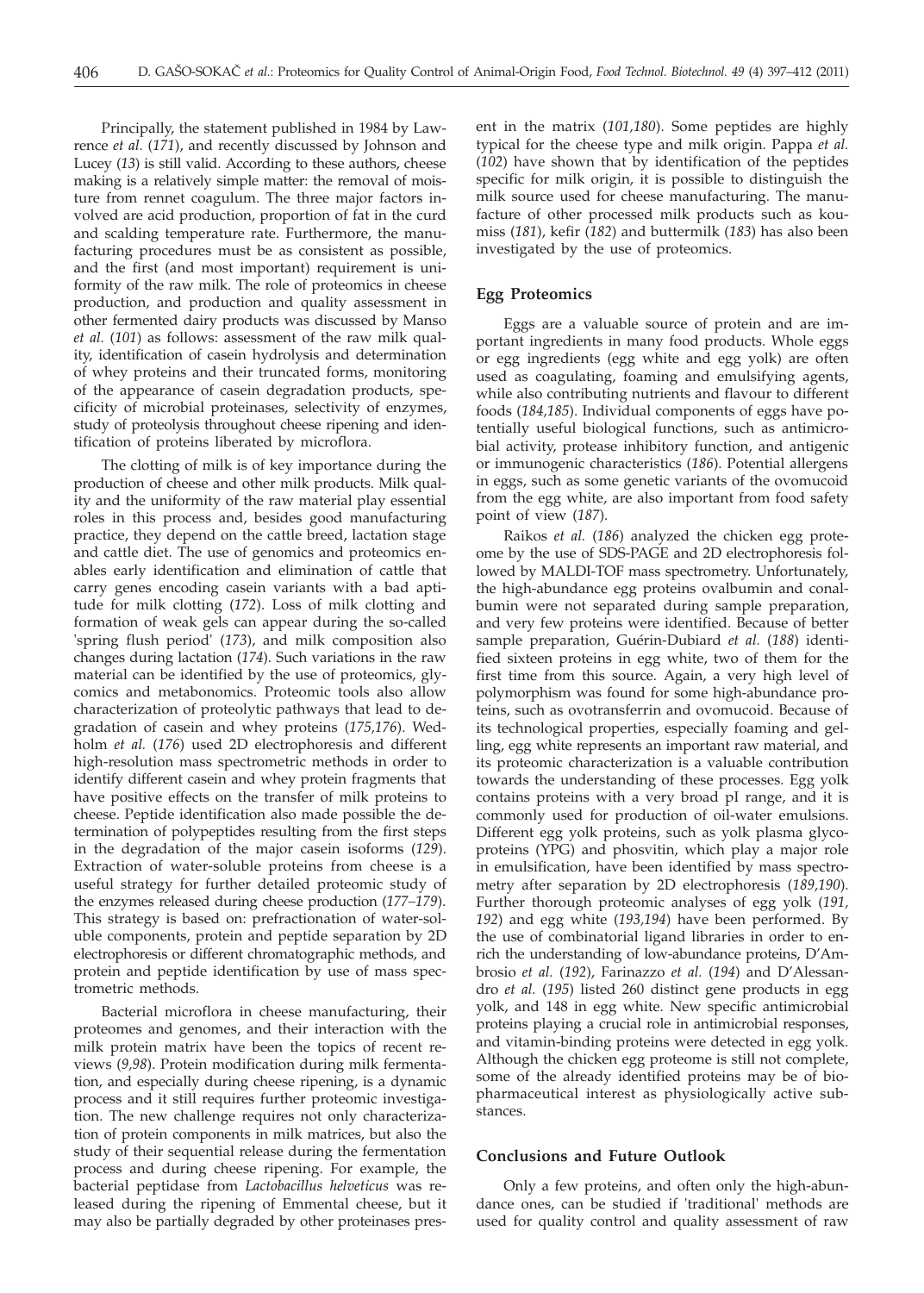Principally, the statement published in 1984 by Lawrence *et al.* (*171*), and recently discussed by Johnson and Lucey (*13*) is still valid. According to these authors, cheese making is a relatively simple matter: the removal of moisture from rennet coagulum. The three major factors involved are acid production, proportion of fat in the curd and scalding temperature rate. Furthermore, the manufacturing procedures must be as consistent as possible, and the first (and most important) requirement is uniformity of the raw milk. The role of proteomics in cheese production, and production and quality assessment in other fermented dairy products was discussed by Manso *et al.* (*101*) as follows: assessment of the raw milk quality, identification of casein hydrolysis and determination of whey proteins and their truncated forms, monitoring of the appearance of casein degradation products, specificity of microbial proteinases, selectivity of enzymes, study of proteolysis throughout cheese ripening and identification of proteins liberated by microflora.

The clotting of milk is of key importance during the production of cheese and other milk products. Milk quality and the uniformity of the raw material play essential roles in this process and, besides good manufacturing practice, they depend on the cattle breed, lactation stage and cattle diet. The use of genomics and proteomics enables early identification and elimination of cattle that carry genes encoding casein variants with a bad aptitude for milk clotting (*172*). Loss of milk clotting and formation of weak gels can appear during the so-called 'spring flush period' (*173*), and milk composition also changes during lactation (*174*). Such variations in the raw material can be identified by the use of proteomics, glycomics and metabonomics. Proteomic tools also allow characterization of proteolytic pathways that lead to degradation of casein and whey proteins (*175,176*). Wedholm *et al.* (*176*) used 2D electrophoresis and different high-resolution mass spectrometric methods in order to identify different casein and whey protein fragments that have positive effects on the transfer of milk proteins to cheese. Peptide identification also made possible the determination of polypeptides resulting from the first steps in the degradation of the major casein isoforms (*129*). Extraction of water-soluble proteins from cheese is a useful strategy for further detailed proteomic study of the enzymes released during cheese production (*177–179*). This strategy is based on: prefractionation of water-soluble components, protein and peptide separation by 2D electrophoresis or different chromatographic methods, and protein and peptide identification by use of mass spectrometric methods.

Bacterial microflora in cheese manufacturing, their proteomes and genomes, and their interaction with the milk protein matrix have been the topics of recent reviews (*9,98*). Protein modification during milk fermentation, and especially during cheese ripening, is a dynamic process and it still requires further proteomic investigation. The new challenge requires not only characterization of protein components in milk matrices, but also the study of their sequential release during the fermentation process and during cheese ripening. For example, the bacterial peptidase from *Lactobacillus helveticus* was released during the ripening of Emmental cheese, but it may also be partially degraded by other proteinases present in the matrix (*101,180*). Some peptides are highly typical for the cheese type and milk origin. Pappa *et al.* (*102*) have shown that by identification of the peptides specific for milk origin, it is possible to distinguish the milk source used for cheese manufacturing. The manufacture of other processed milk products such as koumiss (*181*), kefir (*182*) and buttermilk (*183*) has also been investigated by the use of proteomics.

## Egg Proteomics

Eggs are a valuable source of protein and are important ingredients in many food products. Whole eggs or egg ingredients (egg white and egg yolk) are often used as coagulating, foaming and emulsifying agents, while also contributing nutrients and flavour to different foods (*184,185*). Individual components of eggs have potentially useful biological functions, such as antimicrobial activity, protease inhibitory function, and antigenic or immunogenic characteristics (*186*). Potential allergens in eggs, such as some genetic variants of the ovomucoid from the egg white, are also important from food safety point of view (*187*).

Raikos *et al.* (*186*) analyzed the chicken egg proteome by the use of SDS-PAGE and 2D electrophoresis followed by MALDI-TOF mass spectrometry. Unfortunately, the high-abundance egg proteins ovalbumin and conalbumin were not separated during sample preparation, and very few proteins were identified. Because of better sample preparation, Guérin-Dubiard *et al.* (*188*) identified sixteen proteins in egg white, two of them for the first time from this source. Again, a very high level of polymorphism was found for some high-abundance proteins, such as ovotransferrin and ovomucoid. Because of its technological properties, especially foaming and gelling, egg white represents an important raw material, and its proteomic characterization is a valuable contribution towards the understanding of these processes. Egg yolk contains proteins with a very broad pI range, and it is commonly used for production of oil-water emulsions. Different egg yolk proteins, such as yolk plasma glycoproteins (YPG) and phosvitin, which play a major role in emulsification, have been identified by mass spectrometry after separation by 2D electrophoresis (*189,190*). Further thorough proteomic analyses of egg yolk (*191, 192*) and egg white (*193,194*) have been performed. By the use of combinatorial ligand libraries in order to enrich the understanding of low-abundance proteins, D'Ambrosio *et al.* (*192*), Farinazzo *et al.* (*194*) and D'Alessandro *et al.* (*195*) listed 260 distinct gene products in egg yolk, and 148 in egg white. New specific antimicrobial proteins playing a crucial role in antimicrobial responses, and vitamin-binding proteins were detected in egg yolk. Although the chicken egg proteome is still not complete, some of the already identified proteins may be of biopharmaceutical interest as physiologically active substances.

## Conclusions and Future Outlook

Only a few proteins, and often only the high-abundance ones, can be studied if 'traditional' methods are used for quality control and quality assessment of raw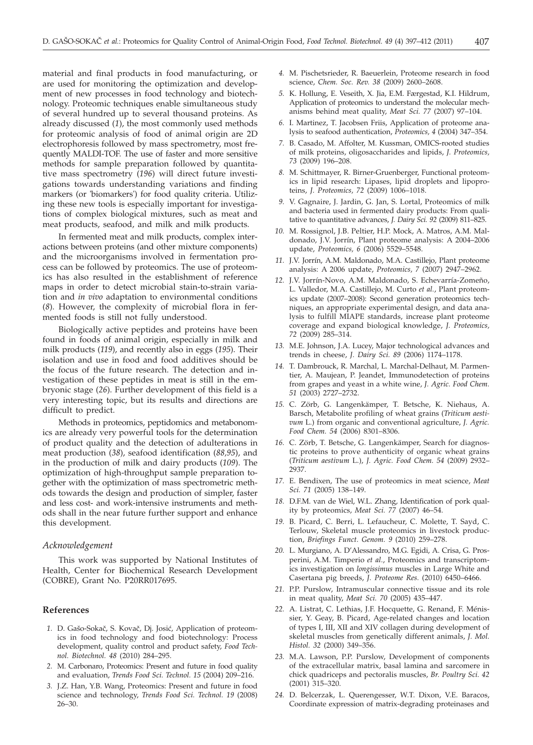material and final products in food manufacturing, or are used for monitoring the optimization and development of new processes in food technology and biotechnology. Proteomic techniques enable simultaneous study of several hundred up to several thousand proteins. As already discussed (*1*), the most commonly used methods for proteomic analysis of food of animal origin are 2D electrophoresis followed by mass spectrometry, most frequently MALDI-TOF. The use of faster and more sensitive methods for sample preparation followed by quantitative mass spectrometry (*196*) will direct future investigations towards understanding variations and finding markers (or 'biomarkers') for food quality criteria. Utilizing these new tools is especially important for investigations of complex biological mixtures, such as meat and meat products, seafood, and milk and milk products.

In fermented meat and milk products, complex interactions between proteins (and other mixture components) and the microorganisms involved in fermentation process can be followed by proteomics. The use of proteomics has also resulted in the establishment of reference maps in order to detect microbial stain-to-strain variation and *in vivo* adaptation to environmental conditions (*8*). However, the complexity of microbial flora in fermented foods is still not fully understood.

Biologically active peptides and proteins have been found in foods of animal origin, especially in milk and milk products (*119*), and recently also in eggs (*195*). Their isolation and use in food and food additives should be the focus of the future research. The detection and investigation of these peptides in meat is still in the embryonic stage (*26*). Further development of this field is a very interesting topic, but its results and directions are difficult to predict.

Methods in proteomics, peptidomics and metabonomics are already very powerful tools for the determination of product quality and the detection of adulterations in meat production (*38*), seafood identification (*88,95*), and in the production of milk and dairy products (*109*). The optimization of high-throughput sample preparation together with the optimization of mass spectrometric methods towards the design and production of simpler, faster and less cost- and work-intensive instruments and methods shall in the near future further support and enhance this development.

### *Acknowledgement*

This work was supported by National Institutes of Health, Center for Biochemical Research Development (COBRE), Grant No. P20RR017695.

## References

1. D. Gašo-Sokač, S. Kovač, Dj. Josić, Application of proteomics in food technology and food biotechnology: Process development, quality control and product safety, *Food Technol. Biotechnol. 48* (2010) 284–295.
2. M. Carbonaro, Proteomics: Present and future in food quality and evaluation, *Trends Food Sci. Technol. 15* (2004) 209–216.
3. J.Z. Han, Y.B. Wang, Proteomics: Present and future in food science and technology, *Trends Food Sci. Technol. 19* (2008) 26–30.
4. M. Pischetsrieder, R. Baeuerlein, Proteome research in food science, *Chem. Soc. Rev. 38* (2009) 2600–2608.
5. K. Hollung, E. Veseith, X. Jia, E.M. Færgestad, K.I. Hildrum, Application of proteomics to understand the molecular mechanisms behind meat quality, *Meat Sci. 77* (2007) 97–104.
6. I. Martinez, T. Jacobsen Friis, Application of proteome analysis to seafood authentication, *Proteomics, 4* (2004) 347–354.
7. B. Casado, M. Affolter, M. Kussman, OMICS-rooted studies of milk proteins, oligosaccharides and lipids, *J. Proteomics, 73* (2009) 196–208.
8. M. Schittmayer, R. Birner-Gruenberger, Functional proteomics in lipid research: Lipases, lipid droplets and lipoproteins, *J. Proteomics, 72* (2009) 1006–1018.
9. V. Gagnaire, J. Jardin, G. Jan, S. Lortal, Proteomics of milk and bacteria used in fermented dairy products: From qualitative to quantitative advances, *J. Dairy Sci. 92* (2009) 811–825.
10. M. Rossignol, J.B. Peltier, H.P. Mock, A. Matros, A.M. Maldonado, J.V. Jorrín, Plant proteome analysis: A 2004–2006 update, *Proteomics, 6* (2006) 5529–5548.
11. J.V. Jorrín, A.M. Maldonado, M.A. Castillejo, Plant proteome analysis: A 2006 update, *Proteomics, 7* (2007) 2947–2962.
12. J.V. Jorrín-Novo, A.M. Maldonado, S. Echevarría-Zomeño, L. Valledor, M.A. Castillejo, M. Curto *et al.*, Plant proteomics update (2007–2008): Second generation proteomics techniques, an appropriate experimental design, and data analysis to fulfill MIAPE standards, increase plant proteome coverage and expand biological knowledge, *J. Proteomics, 72* (2009) 285–314.
13. M.E. Johnson, J.A. Lucey, Major technological advances and trends in cheese, *J. Dairy Sci. 89* (2006) 1174–1178.
14. T. Dambrouck, R. Marchal, L. Marchal-Delhaut, M. Parmentier, A. Maujean, P. Jeandet, Immunodetection of proteins from grapes and yeast in a white wine, *J. Agric. Food Chem. 51* (2003) 2727–2732.
15. C. Zörb, G. Langenkämper, T. Betsche, K. Niehaus, A. Barsch, Metabolite profiling of wheat grains (*Triticum aestivum* L.) from organic and conventional agriculture, *J. Agric. Food Chem. 54* (2006) 8301–8306.
16. C. Zörb, T. Betsche, G. Langenkämper, Search for diagnostic proteins to prove authenticity of organic wheat grains (*Triticum aestivum* L.), *J. Agric. Food Chem. 54* (2009) 2932–2937.
17. E. Bendixen, The use of proteomics in meat science, *Meat Sci. 71* (2005) 138–149.
18. D.F.M. van de Wiel, W.L. Zhang, Identification of pork quality by proteomics, *Meat Sci. 77* (2007) 46–54.
19. B. Picard, C. Berri, L. Lefaucheur, C. Molette, T. Sayd, C. Terlouw, Skeletal muscle proteomics in livestock production, *Briefings Funct. Genom. 9* (2010) 259–278.
20. L. Murgiano, A. D'Alessandro, M.G. Egidi, A. Crisa, G. Prosperini, A.M. Timperio *et al.*, Proteomics and transcriptomics investigation on *longissimus* muscles in Large White and Casertana pig breeds, *J. Proteome Res.* (2010) 6450–6466.
21. P.P. Purslow, Intramuscular connective tissue and its role in meat quality, *Meat Sci. 70* (2005) 435–447.
22. A. Listrat, C. Lethias, J.F. Hocquette, G. Renand, F. Ménissier, Y. Geay, B. Picard, Age-related changes and location of types I, III, XII and XIV collagen during development of skeletal muscles from genetically different animals, *J. Mol. Histol. 32* (2000) 349–356.
23. M.A. Lawson, P.P. Purslow, Development of components of the extracellular matrix, basal lamina and sarcomere in chick quadriceps and pectoralis muscles, *Br. Poultry Sci. 42* (2001) 315–320.
24. D. Belcerzak, L. Querengesser, W.T. Dixon, V.E. Baracos, Coordinate expression of matrix-degrading proteinases and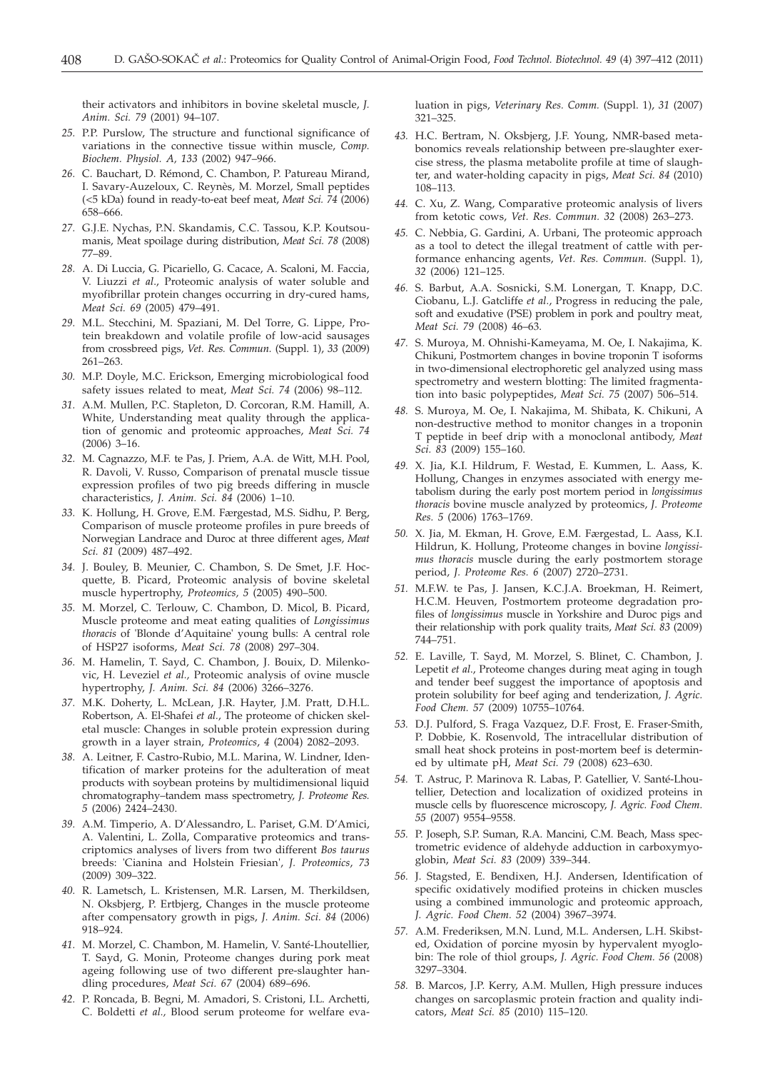their activators and inhibitors in bovine skeletal muscle, *J. Anim. Sci. 79* (2001) 94–107.

*25.* P.P. Purslow, The structure and functional significance of variations in the connective tissue within muscle, *Comp. Biochem. Physiol. A, 133* (2002) 947–966.

*26.* C. Bauchart, D. Rémond, C. Chambon, P. Patureau Mirand, I. Savary-Auzeloux, C. Reynès, M. Morzel, Small peptides (<5 kDa) found in ready-to-eat beef meat, *Meat Sci. 74* (2006) 658–666.

*27.* G.J.E. Nychas, P.N. Skandamis, C.C. Tassou, K.P. Koutsoumanis, Meat spoilage during distribution, *Meat Sci. 78* (2008) 77–89.

*28.* A. Di Luccia, G. Picariello, G. Cacace, A. Scaloni, M. Faccia, V. Liuzzi *et al.*, Proteomic analysis of water soluble and myofibrillar protein changes occurring in dry-cured hams, *Meat Sci. 69* (2005) 479–491.

*29.* M.L. Stecchini, M. Spaziani, M. Del Torre, G. Lippe, Protein breakdown and volatile profile of low-acid sausages from crossbreed pigs, *Vet. Res. Commun.* (Suppl. 1), *33* (2009) 261–263.

*30.* M.P. Doyle, M.C. Erickson, Emerging microbiological food safety issues related to meat, *Meat Sci. 74* (2006) 98–112.

*31.* A.M. Mullen, P.C. Stapleton, D. Corcoran, R.M. Hamill, A. White, Understanding meat quality through the application of genomic and proteomic approaches, *Meat Sci. 74* (2006) 3–16.

*32.* M. Cagnazzo, M.F. te Pas, J. Priem, A.A. de Witt, M.H. Pool, R. Davoli, V. Russo, Comparison of prenatal muscle tissue expression profiles of two pig breeds differing in muscle characteristics, *J. Anim. Sci. 84* (2006) 1–10.

*33.* K. Hollung, H. Grove, E.M. Færgestad, M.S. Sidhu, P. Berg, Comparison of muscle proteome profiles in pure breeds of Norwegian Landrace and Duroc at three different ages, *Meat Sci. 81* (2009) 487–492.

*34.* J. Bouley, B. Meunier, C. Chambon, S. De Smet, J.F. Hocquette, B. Picard, Proteomic analysis of bovine skeletal muscle hypertrophy, *Proteomics, 5* (2005) 490–500.

*35.* M. Morzel, C. Terlouw, C. Chambon, D. Micol, B. Picard, Muscle proteome and meat eating qualities of *Longissimus thoracis* of 'Blonde d'Aquitaine' young bulls: A central role of HSP27 isoforms, *Meat Sci. 78* (2008) 297–304.

*36.* M. Hamelin, T. Sayd, C. Chambon, J. Bouix, D. Milenkovic, H. Leveziel *et al.*, Proteomic analysis of ovine muscle hypertrophy, *J. Anim. Sci. 84* (2006) 3266–3276.

*37.* M.K. Doherty, L. McLean, J.R. Hayter, J.M. Pratt, D.H.L. Robertson, A. El-Shafei *et al.*, The proteome of chicken skeletal muscle: Changes in soluble protein expression during growth in a layer strain, *Proteomics, 4* (2004) 2082–2093.

*38.* A. Leitner, F. Castro-Rubio, M.L. Marina, W. Lindner, Identification of marker proteins for the adulteration of meat products with soybean proteins by multidimensional liquid chromatography–tandem mass spectrometry, *J. Proteome Res. 5* (2006) 2424–2430.

*39.* A.M. Timperio, A. D'Alessandro, L. Pariset, G.M. D'Amici, A. Valentini, L. Zolla, Comparative proteomics and transcriptomics analyses of livers from two different *Bos taurus* breeds: 'Cianina and Holstein Friesian', *J. Proteomics, 73* (2009) 309–322.

*40.* R. Lametsch, L. Kristensen, M.R. Larsen, M. Therkildsen, N. Oksbjerg, P. Ertbjerg, Changes in the muscle proteome after compensatory growth in pigs, *J. Anim. Sci. 84* (2006) 918–924.

*41.* M. Morzel, C. Chambon, M. Hamelin, V. Santé-Lhoutellier, T. Sayd, G. Monin, Proteome changes during pork meat ageing following use of two different pre-slaughter handling procedures, *Meat Sci. 67* (2004) 689–696.

*42.* P. Roncada, B. Begni, M. Amadori, S. Cristoni, I.L. Archetti, C. Boldetti *et al.*, Blood serum proteome for welfare evaluation in pigs, *Veterinary Res. Comm.* (Suppl. 1), *31* (2007) 321–325.

*43.* H.C. Bertram, N. Oksbjerg, J.F. Young, NMR-based metabonomics reveals relationship between pre-slaughter exercise stress, the plasma metabolite profile at time of slaughter, and water-holding capacity in pigs, *Meat Sci. 84* (2010) 108–113.

*44.* C. Xu, Z. Wang, Comparative proteomic analysis of livers from ketotic cows, *Vet. Res. Commun. 32* (2008) 263–273.

*45.* C. Nebbia, G. Gardini, A. Urbani, The proteomic approach as a tool to detect the illegal treatment of cattle with performance enhancing agents, *Vet. Res. Commun.* (Suppl. 1), *32* (2006) 121–125.

*46.* S. Barbut, A.A. Sosnicki, S.M. Lonergan, T. Knapp, D.C. Ciobanu, L.J. Gatcliffe *et al.*, Progress in reducing the pale, soft and exudative (PSE) problem in pork and poultry meat, *Meat Sci. 79* (2008) 46–63.

*47.* S. Muroya, M. Ohnishi-Kameyama, M. Oe, I. Nakajima, K. Chikuni, Postmortem changes in bovine troponin T isoforms in two-dimensional electrophoretic gel analyzed using mass spectrometry and western blotting: The limited fragmentation into basic polypeptides, *Meat Sci. 75* (2007) 506–514.

*48.* S. Muroya, M. Oe, I. Nakajima, M. Shibata, K. Chikuni, A non-destructive method to monitor changes in a troponin T peptide in beef drip with a monoclonal antibody, *Meat Sci. 83* (2009) 155–160.

*49.* X. Jia, K.I. Hildrum, F. Westad, E. Kummen, L. Aass, K. Hollung, Changes in enzymes associated with energy metabolism during the early post mortem period in *longissimus thoracis* bovine muscle analyzed by proteomics, *J. Proteome Res. 5* (2006) 1763–1769.

*50.* X. Jia, M. Ekman, H. Grove, E.M. Færgestad, L. Aass, K.I. Hildrum, K. Hollung, Proteome changes in bovine *longissimus thoracis* muscle during the early postmortem storage period, *J. Proteome Res. 6* (2007) 2720–2731.

*51.* M.F.W. te Pas, J. Jansen, K.C.J.A. Broekman, H. Reimert, H.C.M. Heuven, Postmortem proteome degradation profiles of *longissimus* muscle in Yorkshire and Duroc pigs and their relationship with pork quality traits, *Meat Sci. 83* (2009) 744–751.

*52.* E. Laville, T. Sayd, M. Morzel, S. Blinet, C. Chambon, J. Lepetit *et al.*, Proteome changes during meat aging in tough and tender beef suggest the importance of apoptosis and protein solubility for beef aging and tenderization, *J. Agric. Food Chem. 57* (2009) 10755–10764.

*53.* D.J. Pulford, S. Fraga Vazquez, D.F. Frost, E. Fraser-Smith, P. Dobbie, K. Rosenvold, The intracellular distribution of small heat shock proteins in post-mortem beef is determined by ultimate pH, *Meat Sci. 79* (2008) 623–630.

*54.* T. Astruc, P. Marinova R. Labas, P. Gatellier, V. Santé-Lhoutellier, Detection and localization of oxidized proteins in muscle cells by fluorescence microscopy, *J. Agric. Food Chem. 55* (2007) 9554–9558.

*55.* P. Joseph, S.P. Suman, R.A. Mancini, C.M. Beach, Mass spectrometric evidence of aldehyde adduction in carboxymyoglobin, *Meat Sci. 83* (2009) 339–344.

*56.* J. Stagsted, E. Bendixen, H.J. Andersen, Identification of specific oxidatively modified proteins in chicken muscles using a combined immunologic and proteomic approach, *J. Agric. Food Chem. 52* (2004) 3967–3974.

*57.* A.M. Frederiksen, M.N. Lund, M.L. Andersen, L.H. Skibsted, Oxidation of porcine myosin by hypervalent myoglobin: The role of thiol groups, *J. Agric. Food Chem. 56* (2008) 3297–3304.

*58.* B. Marcos, J.P. Kerry, A.M. Mullen, High pressure induces changes on sarcoplasmic protein fraction and quality indicators, *Meat Sci. 85* (2010) 115–120.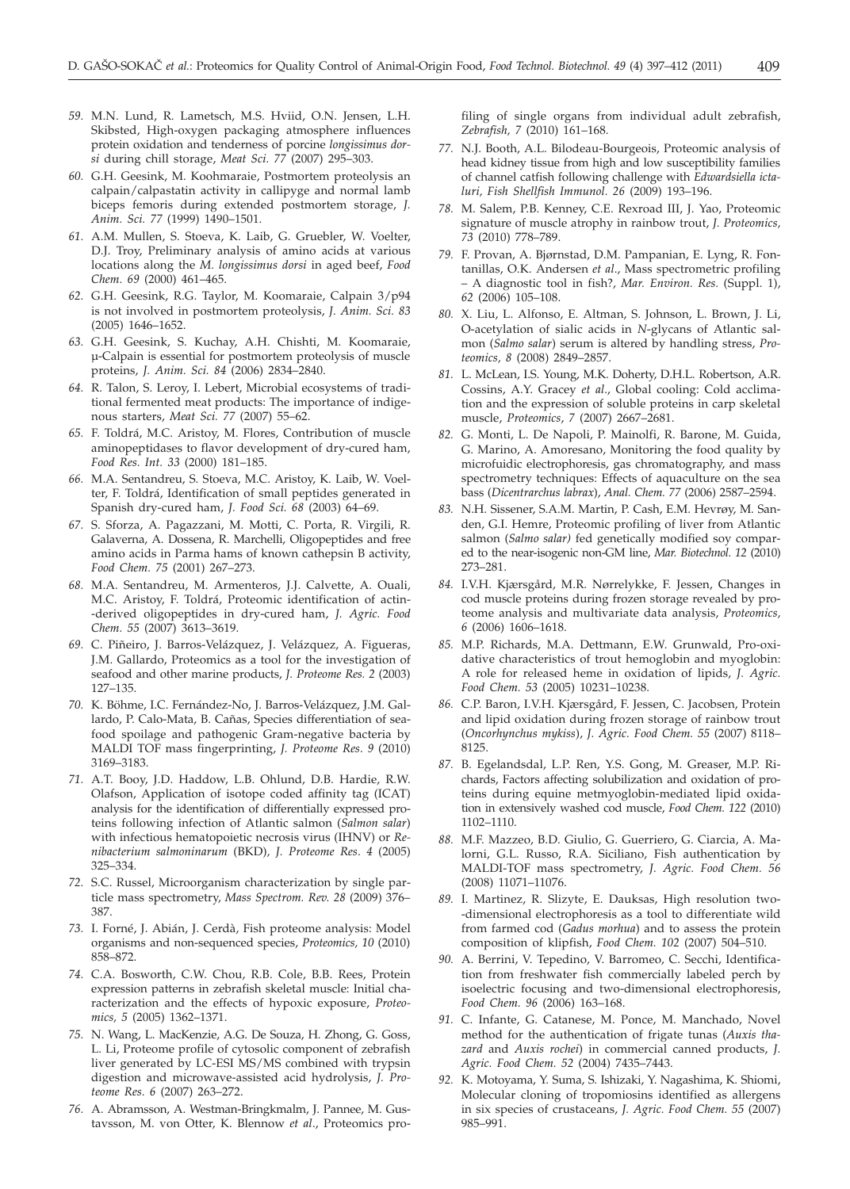59. M.N. Lund, R. Lametsch, M.S. Hviid, O.N. Jensen, L.H. Skibsted, High-oxygen packaging atmosphere influences protein oxidation and tenderness of porcine *longissimus dorsi* during chill storage, *Meat Sci. 77* (2007) 295–303.

60. G.H. Geesink, M. Koohmaraie, Postmortem proteolysis an calpain/calpastatin activity in callipyge and normal lamb biceps femoris during extended postmortem storage, *J. Anim. Sci. 77* (1999) 1490–1501.

61. A.M. Mullen, S. Stoeva, K. Laib, G. Gruebler, W. Voelter, D.J. Troy, Preliminary analysis of amino acids at various locations along the *M. longissimus dorsi* in aged beef, *Food Chem. 69* (2000) 461–465.

62. G.H. Geesink, R.G. Taylor, M. Koomaraie, Calpain 3/p94 is not involved in postmortem proteolysis, *J. Anim. Sci. 83* (2005) 1646–1652.

63. G.H. Geesink, S. Kuchay, A.H. Chishti, M. Koomaraie, µ-Calpain is essential for postmortem proteolysis of muscle proteins, *J. Anim. Sci. 84* (2006) 2834–2840.

64. R. Talon, S. Leroy, I. Lebert, Microbial ecosystems of traditional fermented meat products: The importance of indigenous starters, *Meat Sci. 77* (2007) 55–62.

65. F. Toldrá, M.C. Aristoy, M. Flores, Contribution of muscle aminopeptidases to flavor development of dry-cured ham, *Food Res. Int. 33* (2000) 181–185.

66. M.A. Sentandreu, S. Stoeva, M.C. Aristoy, K. Laib, W. Voelter, F. Toldrá, Identification of small peptides generated in Spanish dry-cured ham, *J. Food Sci. 68* (2003) 64–69.

67. S. Sforza, A. Pagazzani, M. Motti, C. Porta, R. Virgili, R. Galaverna, A. Dossena, R. Marchelli, Oligopeptides and free amino acids in Parma hams of known cathepsin B activity, *Food Chem. 75* (2001) 267–273.

68. M.A. Sentandreu, M. Armenteros, J.J. Calvette, A. Ouali, M.C. Aristoy, F. Toldrá, Proteomic identification of actin-derived oligopeptides in dry-cured ham, *J. Agric. Food Chem. 55* (2007) 3613–3619.

69. C. Piñeiro, J. Barros-Velázquez, J. Velázquez, A. Figueras, J.M. Gallardo, Proteomics as a tool for the investigation of seafood and other marine products, *J. Proteome Res. 2* (2003) 127–135.

70. K. Böhme, I.C. Fernández-No, J. Barros-Velázquez, J.M. Gallardo, P. Calo-Mata, B. Cañas, Species differentiation of seafood spoilage and pathogenic Gram-negative bacteria by MALDI TOF mass fingerprinting, *J. Proteome Res. 9* (2010) 3169–3183.

71. A.T. Booy, J.D. Haddow, L.B. Ohlund, D.B. Hardie, R.W. Olafson, Application of isotope coded affinity tag (ICAT) analysis for the identification of differentially expressed proteins following infection of Atlantic salmon (*Salmon salar*) with infectious hematopoietic necrosis virus (IHNV) or *Renibacterium salmoninarum* (BKD), *J. Proteome Res. 4* (2005) 325–334.

72. S.C. Russel, Microorganism characterization by single particle mass spectrometry, *Mass Spectrom. Rev. 28* (2009) 376–387.

73. I. Forné, J. Abián, J. Cerdà, Fish proteome analysis: Model organisms and non-sequenced species, *Proteomics, 10* (2010) 858–872.

74. C.A. Bosworth, C.W. Chou, R.B. Cole, B.B. Rees, Protein expression patterns in zebrafish skeletal muscle: Initial characterization and the effects of hypoxic exposure, *Proteomics, 5* (2005) 1362–1371.

75. N. Wang, L. MacKenzie, A.G. De Souza, H. Zhong, G. Goss, L. Li, Proteome profile of cytosolic component of zebrafish liver generated by LC-ESI MS/MS combined with trypsin digestion and microwave-assisted acid hydrolysis, *J. Proteome Res. 6* (2007) 263–272.

76. A. Abramsson, A. Westman-Bringkmalm, J. Pannee, M. Gustavsson, M. von Otter, K. Blennow *et al*., Proteomics profiling of single organs from individual adult zebrafish, *Zebrafish, 7* (2010) 161–168.

77. N.J. Booth, A.L. Bilodeau-Bourgeois, Proteomic analysis of head kidney tissue from high and low susceptibility families of channel catfish following challenge with *Edwardsiella ictaluri, Fish Shellfish Immunol. 26* (2009) 193–196.

78. M. Salem, P.B. Kenney, C.E. Rexroad III, J. Yao, Proteomic signature of muscle atrophy in rainbow trout, *J. Proteomics, 73* (2010) 778–789.

79. F. Provan, A. Bjørnstad, D.M. Pampanian, E. Lyng, R. Fontanillas, O.K. Andersen *et al*., Mass spectrometric profiling – A diagnostic tool in fish?, *Mar. Environ. Res.* (Suppl. 1), *62* (2006) 105–108.

80. X. Liu, L. Alfonso, E. Altman, S. Johnson, L. Brown, J. Li, O-acetylation of sialic acids in *N*-glycans of Atlantic salmon (*Salmo salar*) serum is altered by handling stress, *Proteomics, 8* (2008) 2849–2857.

81. L. McLean, I.S. Young, M.K. Doherty, D.H.L. Robertson, A.R. Cossins, A.Y. Gracey *et al*., Global cooling: Cold acclimation and the expression of soluble proteins in carp skeletal muscle, *Proteomics*, *7* (2007) 2667–2681.

82. G. Monti, L. De Napoli, P. Mainolfi, R. Barone, M. Guida, G. Marino, A. Amoresano, Monitoring the food quality by microfuidic electrophoresis, gas chromatography, and mass spectrometry techniques: Effects of aquaculture on the sea bass (*Dicentrarchus labrax*), *Anal. Chem. 77* (2006) 2587–2594.

83. N.H. Sissener, S.A.M. Martin, P. Cash, E.M. Hevrøy, M. Sanden, G.I. Hemre, Proteomic profiling of liver from Atlantic salmon (*Salmo salar)* fed genetically modified soy compared to the near-isogenic non-GM line, *Mar. Biotechnol. 12* (2010) 273–281.

84. I.V.H. Kjærsgård, M.R. Nørrelykke, F. Jessen, Changes in cod muscle proteins during frozen storage revealed by proteome analysis and multivariate data analysis, *Proteomics, 6* (2006) 1606–1618.

85. M.P. Richards, M.A. Dettmann, E.W. Grunwald, Pro-oxidative characteristics of trout hemoglobin and myoglobin: A role for released heme in oxidation of lipids, *J. Agric. Food Chem. 53* (2005) 10231–10238.

86. C.P. Baron, I.V.H. Kjærsgård, F. Jessen, C. Jacobsen, Protein and lipid oxidation during frozen storage of rainbow trout (*Oncorhynchus mykiss*), *J. Agric. Food Chem. 55* (2007) 8118–8125.

87. B. Egelandsdal, L.P. Ren, Y.S. Gong, M. Greaser, M.P. Richards, Factors affecting solubilization and oxidation of proteins during equine metmyoglobin-mediated lipid oxidation in extensively washed cod muscle, *Food Chem. 122* (2010) 1102–1110.

88. M.F. Mazzeo, B.D. Giulio, G. Guerriero, G. Ciarcia, A. Malorni, G.L. Russo, R.A. Siciliano, Fish authentication by MALDI-TOF mass spectrometry, *J. Agric. Food Chem. 56* (2008) 11071–11076.

89. I. Martinez, R. Slizyte, E. Dauksas, High resolution two-dimensional electrophoresis as a tool to differentiate wild from farmed cod (*Gadus morhua*) and to assess the protein composition of klipfish, *Food Chem. 102* (2007) 504–510.

90. A. Berrini, V. Tepedino, V. Barromeo, C. Secchi, Identification from freshwater fish commercially labeled perch by isoelectric focusing and two-dimensional electrophoresis, *Food Chem. 96* (2006) 163–168.

91. C. Infante, G. Catanese, M. Ponce, M. Manchado, Novel method for the authentication of frigate tunas (*Auxis thazard* and *Auxis rochei*) in commercial canned products, *J. Agric. Food Chem. 52* (2004) 7435–7443.

92. K. Motoyama, Y. Suma, S. Ishizaki, Y. Nagashima, K. Shiomi, Molecular cloning of tropomiosins identified as allergens in six species of crustaceans, *J. Agric. Food Chem. 55* (2007) 985–991.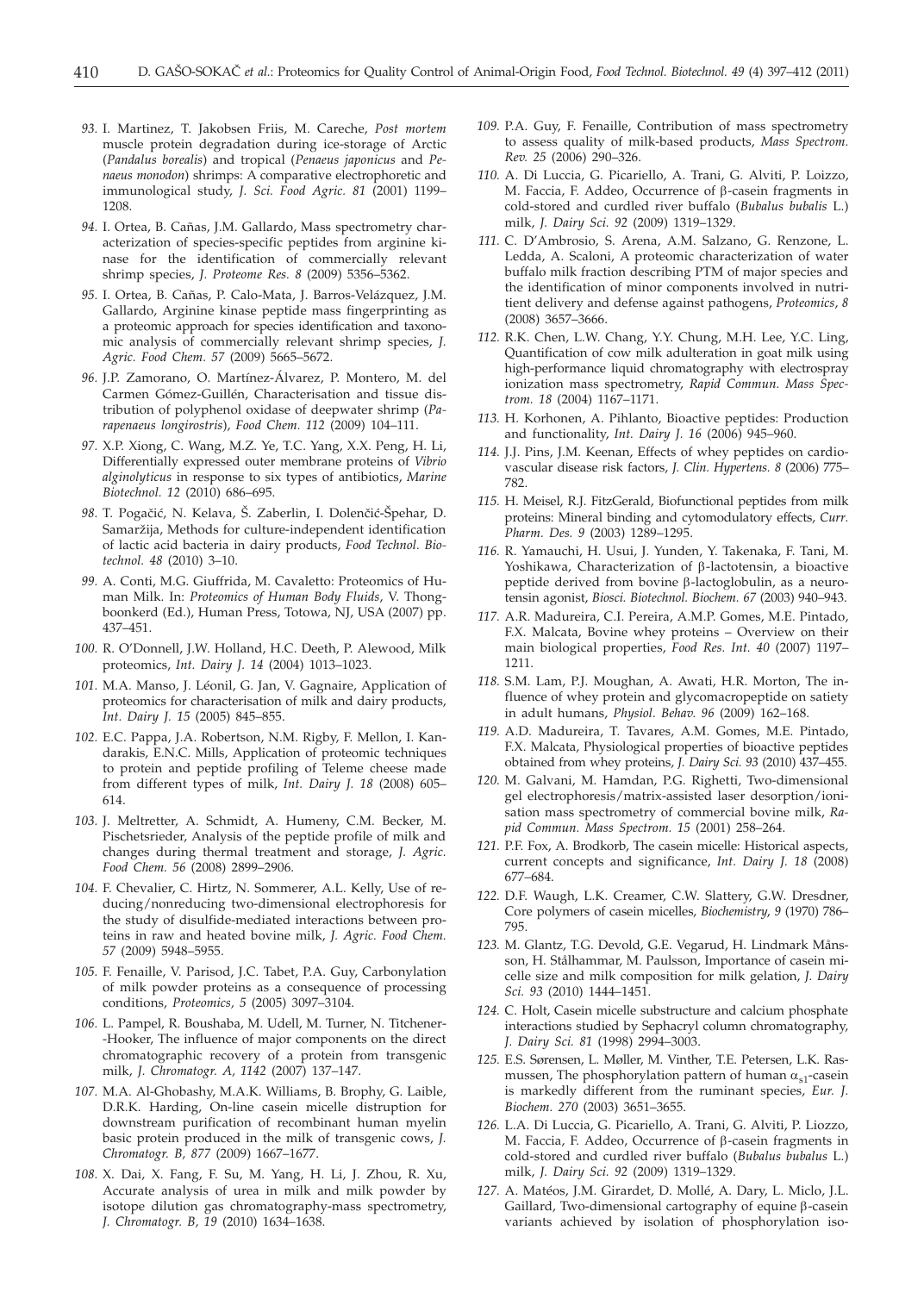93. I. Martinez, T. Jakobsen Friis, M. Careche, *Post mortem* muscle protein degradation during ice-storage of Arctic (*Pandalus borealis*) and tropical (*Penaeus japonicus* and *Penaeus monodon*) shrimps: A comparative electrophoretic and immunological study, *J. Sci. Food Agric. 81* (2001) 1199–1208.

94. I. Ortea, B. Cañas, J.M. Gallardo, Mass spectrometry characterization of species-specific peptides from arginine kinase for the identification of commercially relevant shrimp species, *J. Proteome Res. 8* (2009) 5356–5362.

95. I. Ortea, B. Cañas, P. Calo-Mata, J. Barros-Velázquez, J.M. Gallardo, Arginine kinase peptide mass fingerprinting as a proteomic approach for species identification and taxonomic analysis of commercially relevant shrimp species, *J. Agric. Food Chem. 57* (2009) 5665–5672.

96. J.P. Zamorano, O. Martínez-Álvarez, P. Montero, M. del Carmen Gómez-Guillén, Characterisation and tissue distribution of polyphenol oxidase of deepwater shrimp (*Parapenaeus longirostris*), *Food Chem. 112* (2009) 104–111.

97. X.P. Xiong, C. Wang, M.Z. Ye, T.C. Yang, X.X. Peng, H. Li, Differentially expressed outer membrane proteins of *Vibrio alginolyticus* in response to six types of antibiotics, *Marine Biotechnol. 12* (2010) 686–695.

98. T. Pogačić, N. Kelava, Š. Zaberlin, I. Dolenčić-Špehar, D. Samaržija, Methods for culture-independent identification of lactic acid bacteria in dairy products, *Food Technol. Biotechnol. 48* (2010) 3–10.

99. A. Conti, M.G. Giuffrida, M. Cavaletto: Proteomics of Human Milk. In: *Proteomics of Human Body Fluids*, V. Thongboonkerd (Ed.), Human Press, Totowa, NJ, USA (2007) pp. 437–451.

100. R. O'Donnell, J.W. Holland, H.C. Deeth, P. Alewood, Milk proteomics, *Int. Dairy J. 14* (2004) 1013–1023.

101. M.A. Manso, J. Léonil, G. Jan, V. Gagnaire, Application of proteomics for characterisation of milk and dairy products, *Int. Dairy J. 15* (2005) 845–855.

102. E.C. Pappa, J.A. Robertson, N.M. Rigby, F. Mellon, I. Kandarakis, E.N.C. Mills, Application of proteomic techniques to protein and peptide profiling of Teleme cheese made from different types of milk, *Int. Dairy J. 18* (2008) 605–614.

103. J. Meltretter, A. Schmidt, A. Humeny, C.M. Becker, M. Pischetsrieder, Analysis of the peptide profile of milk and changes during thermal treatment and storage, *J. Agric. Food Chem. 56* (2008) 2899–2906.

104. F. Chevalier, C. Hirtz, N. Sommerer, A.L. Kelly, Use of reducing/nonreducing two-dimensional electrophoresis for the study of disulfide-mediated interactions between proteins in raw and heated bovine milk, *J. Agric. Food Chem. 57* (2009) 5948–5955.

105. F. Fenaille, V. Parisod, J.C. Tabet, P.A. Guy, Carbonylation of milk powder proteins as a consequence of processing conditions, *Proteomics, 5* (2005) 3097–3104.

106. L. Pampel, R. Boushaba, M. Udell, M. Turner, N. Titchener-Hooker, The influence of major components on the direct chromatographic recovery of a protein from transgenic milk, *J. Chromatogr. A, 1142* (2007) 137–147.

107. M.A. Al-Ghobashy, M.A.K. Williams, B. Brophy, G. Laible, D.R.K. Harding, On-line casein micelle distruption for downstream purification of recombinant human myelin basic protein produced in the milk of transgenic cows, *J. Chromatogr. B, 877* (2009) 1667–1677.

108. X. Dai, X. Fang, F. Su, M. Yang, H. Li, J. Zhou, R. Xu, Accurate analysis of urea in milk and milk powder by isotope dilution gas chromatography-mass spectrometry, *J. Chromatogr. B, 19* (2010) 1634–1638.

109. P.A. Guy, F. Fenaille, Contribution of mass spectrometry to assess quality of milk-based products, *Mass Spectrom. Rev. 25* (2006) 290–326.

110. A. Di Luccia, G. Picariello, A. Trani, G. Alviti, P. Loizzo, M. Faccia, F. Addeo, Occurrence of β-casein fragments in cold-stored and curdled river buffalo (*Bubalus bubalis* L.) milk, *J. Dairy Sci. 92* (2009) 1319–1329.

111. C. D'Ambrosio, S. Arena, A.M. Salzano, G. Renzone, L. Ledda, A. Scaloni, A proteomic characterization of water buffalo milk fraction describing PTM of major species and the identification of minor components involved in nutritient delivery and defense against pathogens, *Proteomics, 8* (2008) 3657–3666.

112. R.K. Chen, L.W. Chang, Y.Y. Chung, M.H. Lee, Y.C. Ling, Quantification of cow milk adulteration in goat milk using high-performance liquid chromatography with electrospray ionization mass spectrometry, *Rapid Commun. Mass Spectrom. 18* (2004) 1167–1171.

113. H. Korhonen, A. Pihlanto, Bioactive peptides: Production and functionality, *Int. Dairy J. 16* (2006) 945–960.

114. J.J. Pins, J.M. Keenan, Effects of whey peptides on cardiovascular disease risk factors, *J. Clin. Hypertens. 8* (2006) 775–782.

115. H. Meisel, R.J. FitzGerald, Biofunctional peptides from milk proteins: Mineral binding and cytomodulatory effects, *Curr. Pharm. Des. 9* (2003) 1289–1295.

116. R. Yamauchi, H. Usui, J. Yunden, Y. Takenaka, F. Tani, M. Yoshikawa, Characterization of β-lactotensin, a bioactive peptide derived from bovine β-lactoglobulin, as a neurotensin agonist, *Biosci. Biotechnol. Biochem. 67* (2003) 940–943.

117. A.R. Madureira, C.I. Pereira, A.M.P. Gomes, M.E. Pintado, F.X. Malcata, Bovine whey proteins – Overview on their main biological properties, *Food Res. Int. 40* (2007) 1197–1211.

118. S.M. Lam, P.J. Moughan, A. Awati, H.R. Morton, The influence of whey protein and glycomacropeptide on satiety in adult humans, *Physiol. Behav. 96* (2009) 162–168.

119. A.D. Madureira, T. Tavares, A.M. Gomes, M.E. Pintado, F.X. Malcata, Physiological properties of bioactive peptides obtained from whey proteins, *J. Dairy Sci. 93* (2010) 437–455.

120. M. Galvani, M. Hamdan, P.G. Righetti, Two-dimensional gel electrophoresis/matrix-assisted laser desorption/ionisation mass spectrometry of commercial bovine milk, *Rapid Commun. Mass Spectrom. 15* (2001) 258–264.

121. P.F. Fox, A. Brodkorb, The casein micelle: Historical aspects, current concepts and significance, *Int. Dairy J. 18* (2008) 677–684.

122. D.F. Waugh, L.K. Creamer, C.W. Slattery, G.W. Dresdner, Core polymers of casein micelles, *Biochemistry, 9* (1970) 786–795.

123. M. Glantz, T.G. Devold, G.E. Vegarud, H. Lindmark Månsson, H. Stålhammar, M. Paulsson, Importance of casein micelle size and milk composition for milk gelation, *J. Dairy Sci. 93* (2010) 1444–1451.

124. C. Holt, Casein micelle substructure and calcium phosphate interactions studied by Sephacryl column chromatography, *J. Dairy Sci. 81* (1998) 2994–3003.

125. E.S. Sørensen, L. Møller, M. Vinther, T.E. Petersen, L.K. Rasmussen, The phosphorylation pattern of human $\alpha_{s1}$-casein is markedly different from the ruminant species, *Eur. J. Biochem. 270* (2003) 3651–3655.

126. L.A. Di Luccia, G. Picariello, A. Trani, G. Alviti, P. Liozzo, M. Faccia, F. Addeo, Occurrence of β-casein fragments in cold-stored and curdled river buffalo (*Bubalus bubalus* L.) milk, *J. Dairy Sci. 92* (2009) 1319–1329.

127. A. Matéos, J.M. Girardet, D. Mollé, A. Dary, L. Miclo, J.L. Gaillard, Two-dimensional cartography of equine β-casein variants achieved by isolation of phosphorylation iso-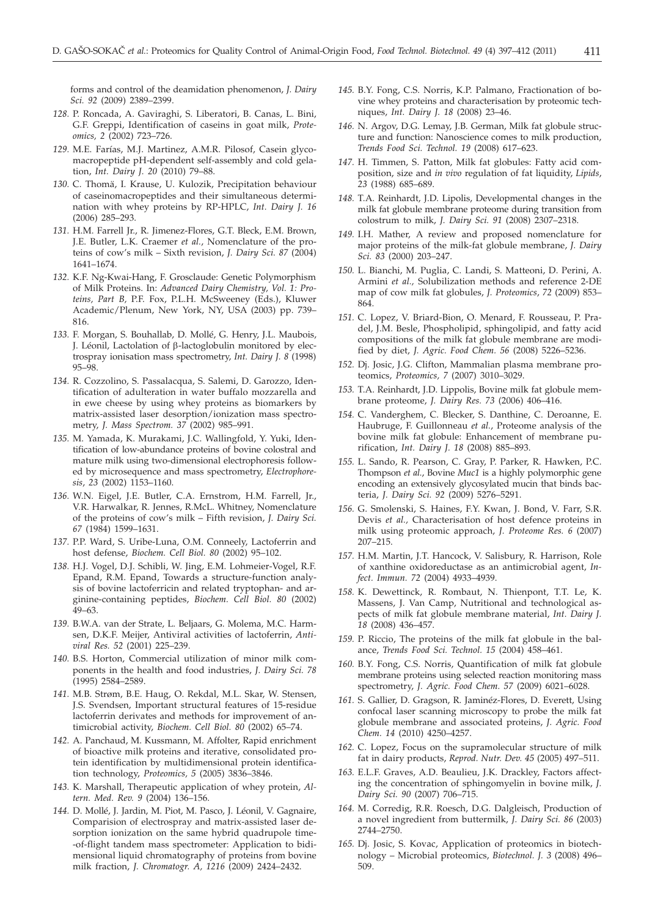forms and control of the deamidation phenomenon, *J. Dairy Sci. 92* (2009) 2389–2399.

*128.* P. Roncada, A. Gaviraghi, S. Liberatori, B. Canas, L. Bini, G.F. Greppi, Identification of caseins in goat milk, *Proteomics, 2* (2002) 723–726.

*129.* M.E. Farías, M.J. Martinez, A.M.R. Pilosof, Casein glycomacropeptide pH-dependent self-assembly and cold gelation, *Int. Dairy J. 20* (2010) 79–88.

*130.* C. Thomä, I. Krause, U. Kulozik, Precipitation behaviour of caseinomacropeptides and their simultaneous determination with whey proteins by RP-HPLC, *Int. Dairy J. 16* (2006) 285–293.

*131.* H.M. Farrell Jr., R. Jimenez-Flores, G.T. Bleck, E.M. Brown, J.E. Butler, L.K. Craemer *et al.*, Nomenclature of the proteins of cow's milk – Sixth revision, *J. Dairy Sci. 87* (2004) 1641–1674.

*132.* K.F. Ng-Kwai-Hang, F. Grosclaude: Genetic Polymorphism of Milk Proteins. In: *Advanced Dairy Chemistry, Vol. 1: Proteins, Part B*, P.F. Fox, P.L.H. McSweeney (Eds.), Kluwer Academic/Plenum, New York, NY, USA (2003) pp. 739–816.

*133.* F. Morgan, S. Bouhallab, D. Mollé, G. Henry, J.L. Maubois, J. Léonil, Lactolation of β-lactoglobulin monitored by electrospray ionisation mass spectrometry, *Int. Dairy J. 8* (1998) 95–98.

*134.* R. Cozzolino, S. Passalacqua, S. Salemi, D. Garozzo, Identification of adulteration in water buffalo mozzarella and in ewe cheese by using whey proteins as biomarkers by matrix-assisted laser desorption/ionization mass spectrometry, *J. Mass Spectrom. 37* (2002) 985–991.

*135.* M. Yamada, K. Murakami, J.C. Wallingfold, Y. Yuki, Identification of low-abundance proteins of bovine colostral and mature milk using two-dimensional electrophoresis followed by microsequence and mass spectrometry, *Electrophoresis, 23* (2002) 1153–1160.

*136.* W.N. Eigel, J.E. Butler, C.A. Ernstrom, H.M. Farrell, Jr., V.R. Harwalkar, R. Jennes, R.McL. Whitney, Nomenclature of the proteins of cow's milk – Fifth revision, *J. Dairy Sci. 67* (1984) 1599–1631.

*137.* P.P. Ward, S. Uribe-Luna, O.M. Conneely, Lactoferrin and host defense, *Biochem. Cell Biol. 80* (2002) 95–102.

*138.* H.J. Vogel, D.J. Schibli, W. Jing, E.M. Lohmeier-Vogel, R.F. Epand, R.M. Epand, Towards a structure-function analysis of bovine lactoferricin and related tryptophan- and arginine-containing peptides, *Biochem. Cell Biol. 80* (2002) 49–63.

*139.* B.W.A. van der Strate, L. Beljaars, G. Molema, M.C. Harmsen, D.K.F. Meijer, Antiviral activities of lactoferrin, *Antiviral Res. 52* (2001) 225–239.

*140.* B.S. Horton, Commercial utilization of minor milk components in the health and food industries, *J. Dairy Sci. 78* (1995) 2584–2589.

*141.* M.B. Strøm, B.E. Haug, O. Rekdal, M.L. Skar, W. Stensen, J.S. Svendsen, Important structural features of 15-residue lactoferrin derivates and methods for improvement of antimicrobial activity, *Biochem. Cell Biol. 80* (2002) 65–74.

*142.* A. Panchaud, M. Kussmann, M. Affolter, Rapid enrichment of bioactive milk proteins and iterative, consolidated protein identification by multidimensional protein identification technology, *Proteomics, 5* (2005) 3836–3846.

*143.* K. Marshall, Therapeutic application of whey protein, *Altern. Med. Rev. 9* (2004) 136–156.

*144.* D. Mollé, J. Jardin, M. Piot, M. Pasco, J. Léonil, V. Gagnaire, Comparision of electrospray and matrix-assisted laser desorption ionization on the same hybrid quadrupole time-of-flight tandem mass spectrometer: Application to bidimensional liquid chromatography of proteins from bovine milk fraction, *J. Chromatogr. A, 1216* (2009) 2424–2432.

*145.* B.Y. Fong, C.S. Norris, K.P. Palmano, Fractionation of bovine whey proteins and characterisation by proteomic techniques, *Int. Dairy J. 18* (2008) 23–46.

*146.* N. Argov, D.G. Lemay, J.B. German, Milk fat globule structure and function: Nanoscience comes to milk production, *Trends Food Sci. Technol. 19* (2008) 617–623.

*147.* H. Timmen, S. Patton, Milk fat globules: Fatty acid composition, size and *in vivo* regulation of fat liquidity, *Lipids, 23* (1988) 685–689.

*148.* T.A. Reinhardt, J.D. Lipolis, Developmental changes in the milk fat globule membrane proteome during transition from colostrum to milk, *J. Dairy Sci. 91* (2008) 2307–2318.

*149.* I.H. Mather, A review and proposed nomenclature for major proteins of the milk-fat globule membrane, *J. Dairy Sci. 83* (2000) 203–247.

*150.* L. Bianchi, M. Puglia, C. Landi, S. Matteoni, D. Perini, A. Armini *et al.*, Solubilization methods and reference 2-DE map of cow milk fat globules, *J. Proteomics, 72* (2009) 853–864.

*151.* C. Lopez, V. Briard-Bion, O. Menard, F. Rousseau, P. Pradel, J.M. Besle, Phospholipid, sphingolipid, and fatty acid compositions of the milk fat globule membrane are modified by diet, *J. Agric. Food Chem. 56* (2008) 5226–5236.

*152.* Dj. Josic, J.G. Clifton, Mammalian plasma membrane proteomics, *Proteomics, 7* (2007) 3010–3029.

*153.* T.A. Reinhardt, J.D. Lippolis, Bovine milk fat globule membrane proteome, *J. Dairy Res. 73* (2006) 406–416.

*154.* C. Vanderghem, C. Blecker, S. Danthine, C. Deroanne, E. Haubruge, F. Guillonneau *et al.*, Proteome analysis of the bovine milk fat globule: Enhancement of membrane purification, *Int. Dairy J. 18* (2008) 885–893.

*155.* L. Sando, R. Pearson, C. Gray, P. Parker, R. Hawken, P.C. Thompson *et al.*, Bovine *Muc1* is a highly polymorphic gene encoding an extensively glycosylated mucin that binds bacteria, *J. Dairy Sci. 92* (2009) 5276–5291.

*156.* G. Smolenski, S. Haines, F.Y. Kwan, J. Bond, V. Farr, S.R. Devis *et al.*, Characterisation of host defence proteins in milk using proteomic approach, *J. Proteome Res. 6* (2007) 207–215.

*157.* H.M. Martin, J.T. Hancock, V. Salisbury, R. Harrison, Role of xanthine oxidoreductase as an antimicrobial agent, *Infect. Immun. 72* (2004) 4933–4939.

*158.* K. Dewettinck, R. Rombaut, N. Thienpont, T.T. Le, K. Massens, J. Van Camp, Nutritional and technological aspects of milk fat globule membrane material, *Int. Dairy J. 18* (2008) 436–457.

*159.* P. Riccio, The proteins of the milk fat globule in the balance, *Trends Food Sci. Technol. 15* (2004) 458–461.

*160.* B.Y. Fong, C.S. Norris, Quantification of milk fat globule membrane proteins using selected reaction monitoring mass spectrometry, *J. Agric. Food Chem. 57* (2009) 6021–6028.

*161.* S. Gallier, D. Gragson, R. Jaminéz-Flores, D. Everett, Using confocal laser scanning microscopy to probe the milk fat globule membrane and associated proteins, *J. Agric. Food Chem. 14* (2010) 4250–4257.

*162.* C. Lopez, Focus on the supramolecular structure of milk fat in dairy products, *Reprod. Nutr. Dev. 45* (2005) 497–511.

*163.* E.L.F. Graves, A.D. Beaulieu, J.K. Drackley, Factors affecting the concentration of sphingomyelin in bovine milk, *J. Dairy Sci. 90* (2007) 706–715.

*164.* M. Corredig, R.R. Roesch, D.G. Dalgleisch, Production of a novel ingredient from buttermilk, *J. Dairy Sci. 86* (2003) 2744–2750.

*165.* Dj. Josic, S. Kovac, Application of proteomics in biotechnology – Microbial proteomics, *Biotechnol. J. 3* (2008) 496–509.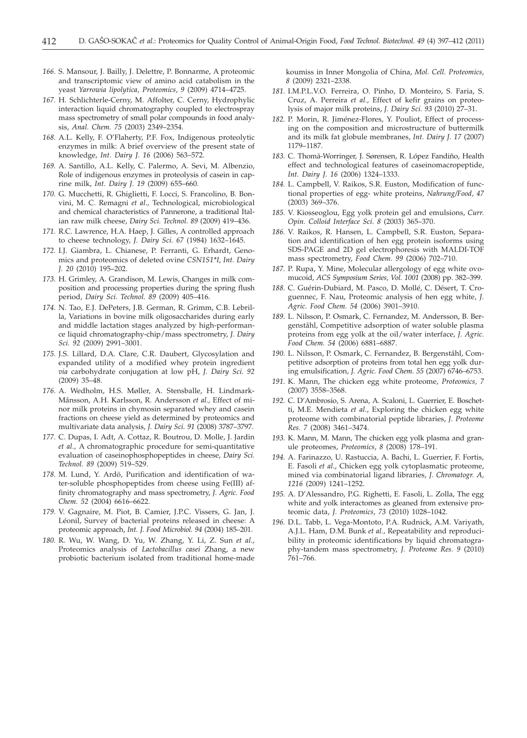*166.* S. Mansour, J. Bailly, J. Delettre, P. Bonnarme, A proteomic and transcriptomic view of amino acid catabolism in the yeast *Yarrowia lipolytica*, *Proteomics*, *9* (2009) 4714–4725.

*167.* H. Schlichterle-Cerny, M. Affolter, C. Cerny, Hydrophylic interaction liquid chromatography coupled to electrospray mass spectrometry of small polar compounds in food analysis, *Anal. Chem. 75* (2003) 2349–2354.

*168.* A.L. Kelly, F. O'Flaherty, P.F. Fox, Indigenous proteolytic enzymes in milk: A brief overview of the present state of knowledge, *Int. Dairy J. 16* (2006) 563–572.

*169.* A. Santillo, A.L. Kelly, C. Palermo, A. Sevi, M. Albenzio, Role of indigenous enzymes in proteolysis of casein in caprine milk, *Int. Dairy J. 19* (2009) 655–660.

*170.* G. Mucchetti, R. Ghiglietti, F. Locci, S. Francolino, B. Bonvini, M. C. Remagni *et al.*, Technological, microbiological and chemical characteristics of Pannerone, a traditional Italian raw milk cheese, *Dairy Sci. Technol. 89* (2009) 419–436.

*171.* R.C. Lawrence, H.A. Haep, J. Gilles, A controlled approach to cheese technology, *J. Dairy Sci. 67* (1984) 1632–1645.

*172.* I.J. Giambra, L. Chianese, P. Ferranti, G. Erhardt, Genomics and proteomics of deleted ovine *CSN1S1\*I*, *Int. Dairy J. 20* (2010) 195–202.

*173.* H. Grimley, A. Grandison, M. Lewis, Changes in milk composition and processing properties during the spring flush period, *Dairy Sci. Technol. 89* (2009) 405–416.

*174.* N. Tao, E.J. DePeters, J.B. German, R. Grimm, C.B. Lebrilla, Variations in bovine milk oligosaccharides during early and middle lactation stages analyzed by high-performance liquid chromatography-chip/mass spectrometry, *J. Dairy Sci. 92* (2009) 2991–3001.

*175.* J.S. Lillard, D.A. Clare, C.R. Daubert, Glycosylation and expanded utility of a modified whey protein ingredient *via* carbohydrate conjugation at low pH, *J. Dairy Sci. 92* (2009) 35–48.

*176.* A. Wedholm, H.S. Møller, A. Stensballe, H. Lindmark-Månsson, A.H. Karlsson, R. Andersson *et al.*, Effect of minor milk proteins in chymosin separated whey and casein fractions on cheese yield as determined by proteomics and multivariate data analysis, *J. Dairy Sci. 91* (2008) 3787–3797.

*177.* C. Dupas, I. Adt, A. Cottaz, R. Boutrou, D. Molle, J. Jardin *et al.*, A chromatographic procedure for semi-quantitative evaluation of caseinophosphopeptides in cheese, *Dairy Sci. Technol. 89* (2009) 519–529.

*178.* M. Lund, Y. Ardö, Purification and identification of water-soluble phosphopeptides from cheese using Fe(III) affinity chromatography and mass spectrometry, *J. Agric. Food Chem. 52* (2004) 6616–6622.

*179.* V. Gagnaire, M. Piot, B. Camier, J.P.C. Vissers, G. Jan, J. Léonil, Survey of bacterial proteins released in cheese: A proteomic approach, *Int. J. Food Microbiol. 94* (2004) 185–201.

*180.* R. Wu, W. Wang, D. Yu, W. Zhang, Y. Li, Z. Sun *et al.*, Proteomics analysis of *Lactobacillus casei* Zhang, a new probiotic bacterium isolated from traditional home-made koumiss in Inner Mongolia of China, *Mol. Cell. Proteomics*, *8* (2009) 2321–2338.

*181.* I.M.P.L.V.O. Ferreira, O. Pinho, D. Monteiro, S. Faria, S. Cruz, A. Pereira *et al.*, Effect of kefir grains on proteolysis of major milk proteins, *J. Dairy Sci. 93* (2010) 27–31.

*182.* P. Morin, R. Jiménez-Flores, Y. Pouliot, Effect of processing on the composition and microstructure of buttermilk and its milk fat globule membranes, *Int. Dairy J. 17* (2007) 1179–1187.

*183.* C. Thomä-Worringer, J. Sørensen, R. López Fandiño, Health effect and technological features of caseinomacropeptide, *Int. Dairy J. 16* (2006) 1324–1333.

*184.* L. Campbell, V. Raikos, S.R. Euston, Modification of functional properties of egg- white proteins, *Nahrung/Food, 47* (2003) 369–376.

*185.* V. Kiosseoglou, Egg yolk protein gel and emulsions, *Curr. Opin. Colloid Interface Sci. 8* (2003) 365–370.

*186.* V. Raikos, R. Hansen, L. Campbell, S.R. Euston, Separation and identification of hen egg protein isoforms using SDS-PAGE and 2D gel electrophoresis with MALDI-TOF mass spectrometry, *Food Chem. 99* (2006) 702–710.

*187.* P. Rupa, Y. Mine, Molecular allergology of egg white ovomucoid, *ACS Symposium Series, Vol. 1001* (2008) pp. 382–399.

*188.* C. Guérin-Dubiard, M. Pasco, D. Mollé, C. Désert, T. Croguennec, F. Nau, Proteomic analysis of hen egg white, *J. Agric. Food Chem. 54* (2006) 3901–3910.

*189.* L. Nilsson, P. Osmark, C. Fernandez, M. Andersson, B. Bergenståhl, Competitive adsorption of water soluble plasma proteins from egg yolk at the oil/water interface, *J. Agric. Food Chem. 54* (2006) 6881–6887.

*190.* L. Nilsson, P. Osmark, C. Fernandez, B. Bergenståhl, Competitive adsorption of proteins from total hen egg yolk during emulsification, *J. Agric. Food Chem. 55* (2007) 6746–6753.

*191.* K. Mann, The chicken egg white proteome, *Proteomics*, *7* (2007) 3558–3568.

*192.* C. D'Ambrosio, S. Arena, A. Scaloni, L. Guerrier, E. Boschetti, M.E. Mendieta *et al.*, Exploring the chicken egg white proteome with combinatorial peptide libraries, *J. Proteome Res. 7* (2008) 3461–3474.

*193.* K. Mann, M. Mann, The chicken egg yolk plasma and granule proteomes, *Proteomics*, *8* (2008) 178–191.

*194.* A. Farinazzo, U. Rastuccia, A. Bachi, L. Guerrier, F. Fortis, E. Fasoli *et al.*, Chicken egg yolk cytoplasmatic proteome, mined via combinatorial ligand libraries, *J. Chromatogr. A, 1216* (2009) 1241–1252.

*195.* A. D'Alessandro, P.G. Righetti, E. Fasoli, L. Zolla, The egg white and yolk interactomes as gleaned from extensive proteomic data, *J. Proteomics*, *73* (2010) 1028–1042.

*196.* D.L. Tabb, L. Vega-Montoto, P.A. Rudnick, A.M. Variyath, A.J.L. Ham, D.M. Bunk *et al.*, Repeatability and reproducibility in proteomic identifications by liquid chromatography-tandem mass spectrometry, *J. Proteome Res. 9* (2010) 761–766.